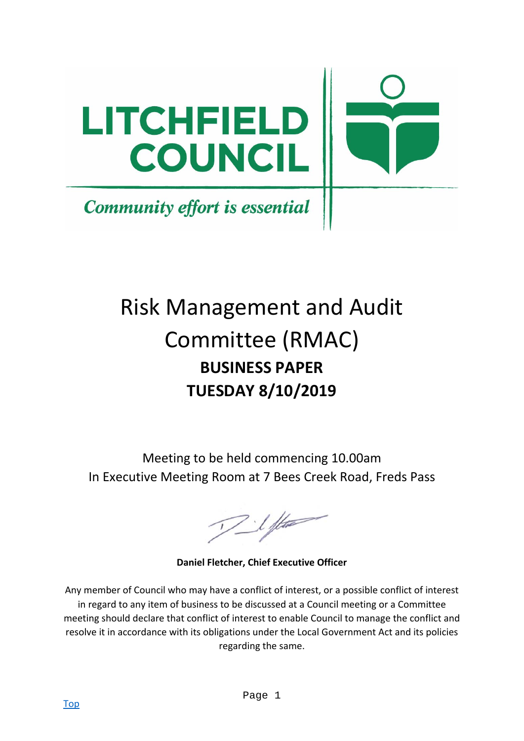LITCHFIELD COUNCIL

*Community effort is essential*

# Risk Management and Audit Committee (RMAC)

## BUSINESS PAPER

## TUESDAY 8/10/2019

Meeting to be held commencing 10.00am
In Executive Meeting Room at 7 Bees Creek Road, Freds Pass

**Daniel Fletcher, Chief Executive Officer**

Any member of Council who may have a conflict of interest, or a possible conflict of interest in regard to any item of business to be discussed at a Council meeting or a Committee meeting should declare that conflict of interest to enable Council to manage the conflict and resolve it in accordance with its obligations under the Local Government Act and its policies regarding the same.

Top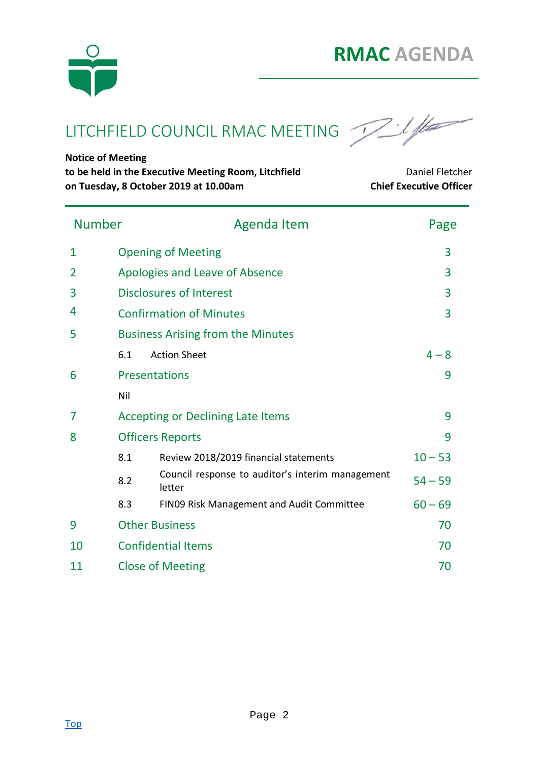# RMAC AGENDA

## LITCHFIELD COUNCIL RMAC MEETING

**Notice of Meeting**
**to be held in the Executive Meeting Room, Litchfield**
**on Tuesday, 8 October 2019 at 10.00am**

Daniel Fletcher
**Chief Executive Officer**

| Number | Agenda Item | Page |
|---|---|---|
| 1 | Opening of Meeting | 3 |
| 2 | Apologies and Leave of Absence | 3 |
| 3 | Disclosures of Interest | 3 |
| 4 | Confirmation of Minutes | 3 |
| 5 | Business Arising from the Minutes | |
| | 6.1 Action Sheet | 4 – 8 |
| 6 | Presentations | 9 |
| | Nil | |
| 7 | Accepting or Declining Late Items | 9 |
| 8 | Officers Reports | 9 |
| | 8.1 Review 2018/2019 financial statements | 10 – 53 |
| | 8.2 Council response to auditor's interim management letter | 54 – 59 |
| | 8.3 FIN09 Risk Management and Audit Committee | 60 – 69 |
| 9 | Other Business | 70 |
| 10 | Confidential Items | 70 |
| 11 | Close of Meeting | 70 |

Top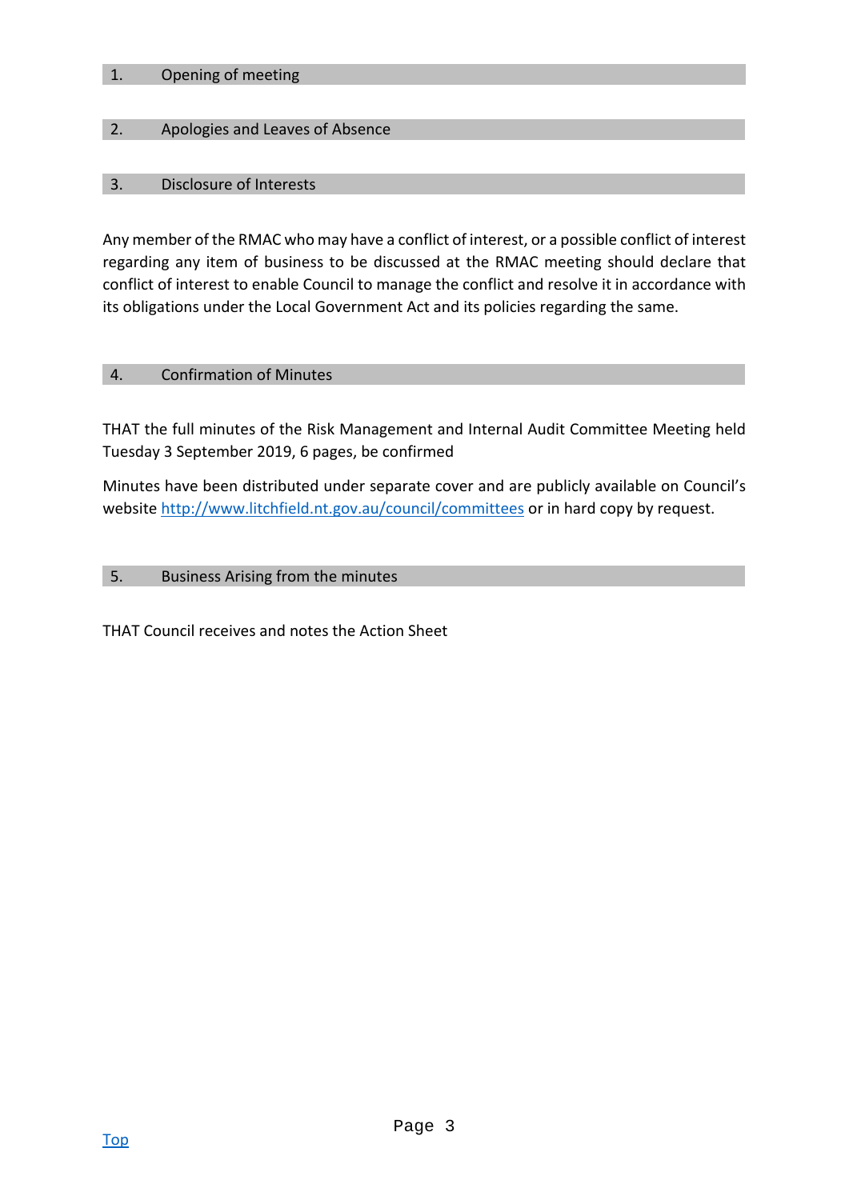## 1. Opening of meeting

## 2. Apologies and Leaves of Absence

## 3. Disclosure of Interests

Any member of the RMAC who may have a conflict of interest, or a possible conflict of interest regarding any item of business to be discussed at the RMAC meeting should declare that conflict of interest to enable Council to manage the conflict and resolve it in accordance with its obligations under the Local Government Act and its policies regarding the same.

## 4. Confirmation of Minutes

THAT the full minutes of the Risk Management and Internal Audit Committee Meeting held Tuesday 3 September 2019, 6 pages, be confirmed

Minutes have been distributed under separate cover and are publicly available on Council's website [http://www.litchfield.nt.gov.au/council/committees](http://www.litchfield.nt.gov.au/council/committees) or in hard copy by request.

## 5. Business Arising from the minutes

THAT Council receives and notes the Action Sheet

[Top](#)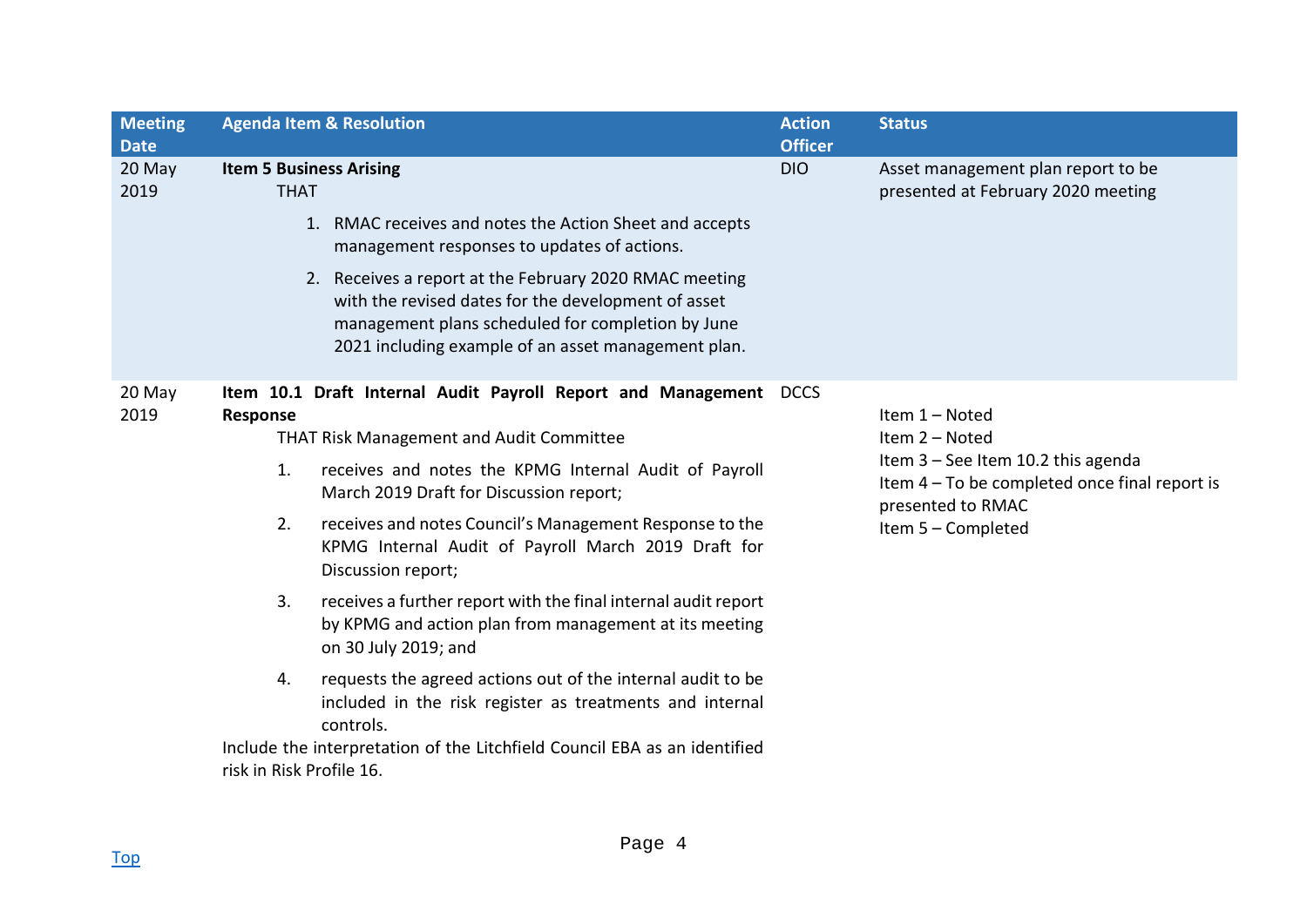| Meeting Date | Agenda Item & Resolution | Action Officer | Status |
| --- | --- | --- | --- |
| 20 May 2019 | **Item 5 Business Arising**<br>THAT<br>1. RMAC receives and notes the Action Sheet and accepts management responses to updates of actions.<br>2. Receives a report at the February 2020 RMAC meeting with the revised dates for the development of asset management plans scheduled for completion by June 2021 including example of an asset management plan. | DIO | Asset management plan report to be presented at February 2020 meeting |
| 20 May 2019 | **Item 10.1 Draft Internal Audit Payroll Report and Management Response**<br>THAT Risk Management and Audit Committee<br>1. receives and notes the KPMG Internal Audit of Payroll March 2019 Draft for Discussion report;<br>2. receives and notes Council's Management Response to the KPMG Internal Audit of Payroll March 2019 Draft for Discussion report;<br>3. receives a further report with the final internal audit report by KPMG and action plan from management at its meeting on 30 July 2019; and<br>4. requests the agreed actions out of the internal audit to be included in the risk register as treatments and internal controls.<br>Include the interpretation of the Litchfield Council EBA as an identified risk in Risk Profile 16. | DCCS | Item 1 – Noted<br>Item 2 – Noted<br>Item 3 – See Item 10.2 this agenda<br>Item 4 – To be completed once final report is presented to RMAC<br>Item 5 – Completed |

Top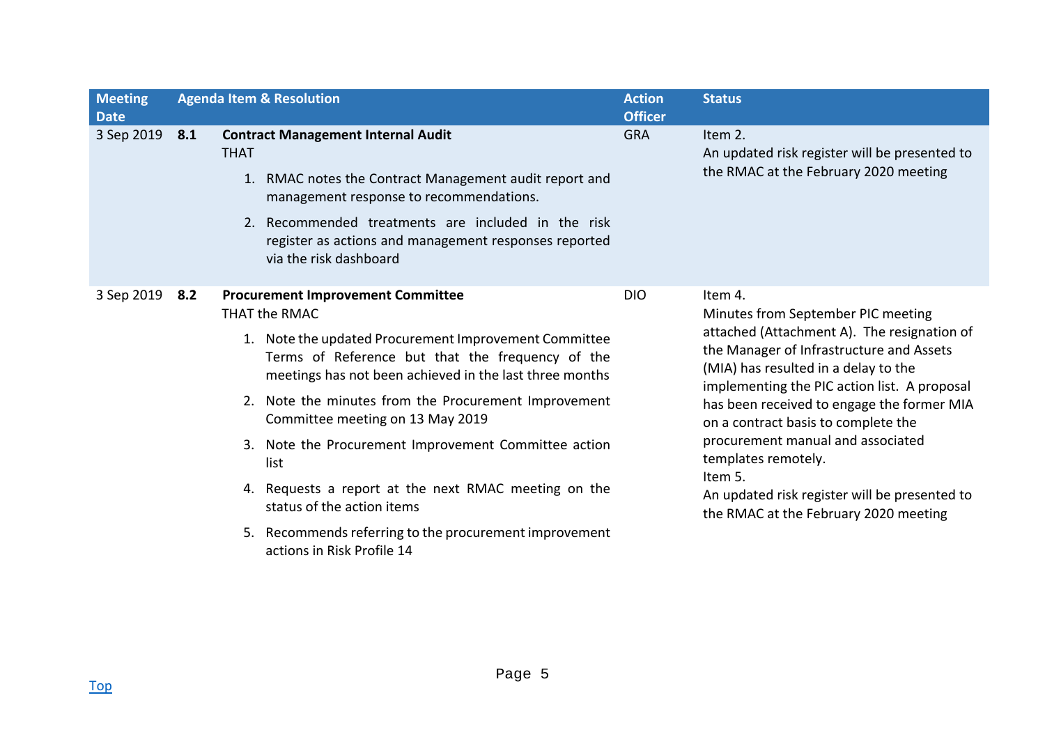| Meeting Date | Agenda Item & Resolution | | Action Officer | Status |
|---|---|---|---|---|
| 3 Sep 2019 | **8.1** | **Contract Management Internal Audit**<br>THAT<br>1. RMAC notes the Contract Management audit report and management response to recommendations.<br>2. Recommended treatments are included in the risk register as actions and management responses reported via the risk dashboard | GRA | Item 2.<br>An updated risk register will be presented to the RMAC at the February 2020 meeting |
| 3 Sep 2019 | **8.2** | **Procurement Improvement Committee**<br>THAT the RMAC<br>1. Note the updated Procurement Improvement Committee Terms of Reference but that the frequency of the meetings has not been achieved in the last three months<br>2. Note the minutes from the Procurement Improvement Committee meeting on 13 May 2019<br>3. Note the Procurement Improvement Committee action list<br>4. Requests a report at the next RMAC meeting on the status of the action items<br>5. Recommends referring to the procurement improvement actions in Risk Profile 14 | DIO | Item 4.<br>Minutes from September PIC meeting attached (Attachment A). The resignation of the Manager of Infrastructure and Assets (MIA) has resulted in a delay to the implementing the PIC action list. A proposal has been received to engage the former MIA on a contract basis to complete the procurement manual and associated templates remotely.<br>Item 5.<br>An updated risk register will be presented to the RMAC at the February 2020 meeting |

Top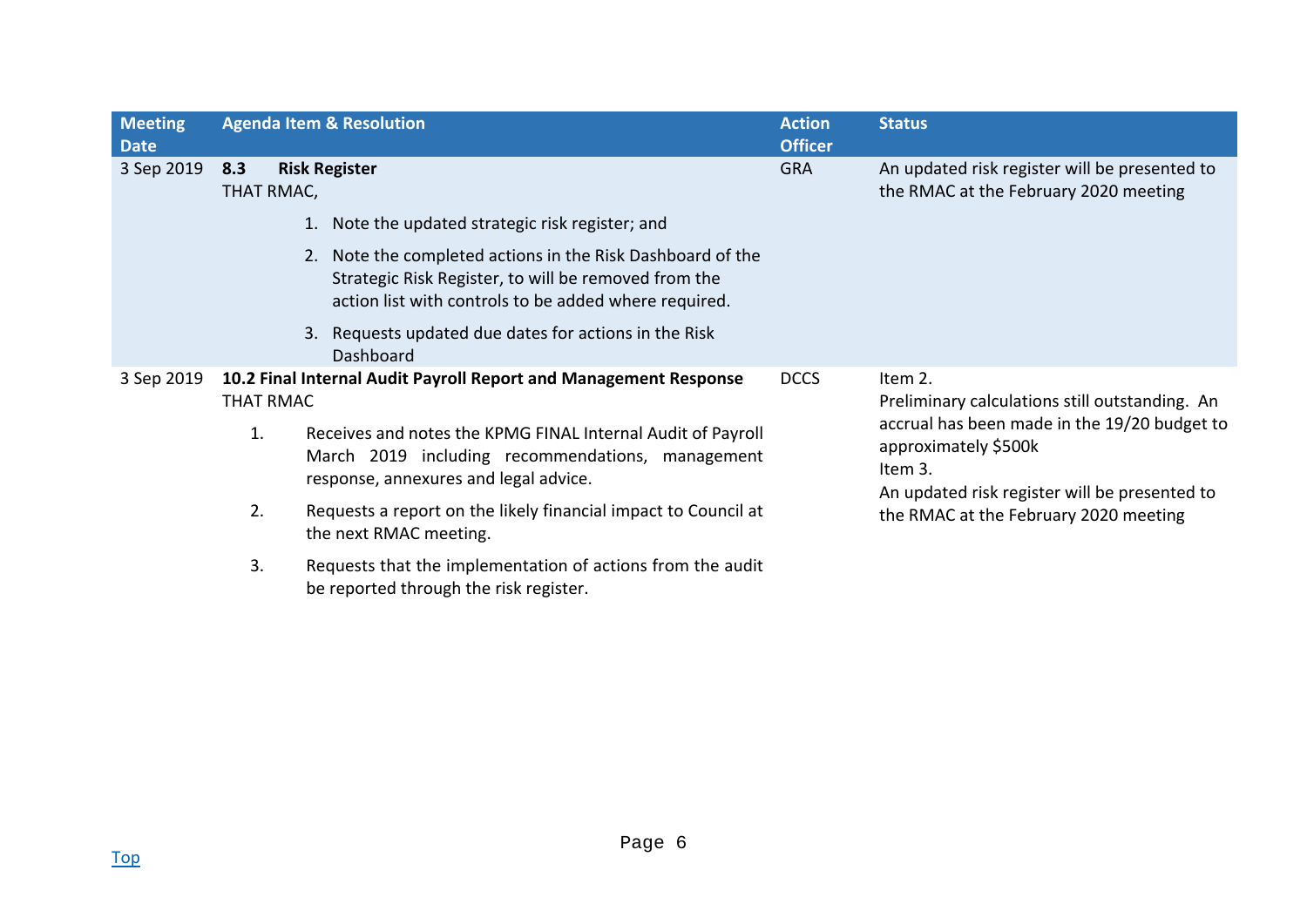| Meeting Date | Agenda Item & Resolution | Action Officer | Status |
|---|---|---|---|
| 3 Sep 2019 | **8.3 Risk Register**<br>THAT RMAC,<br>1. Note the updated strategic risk register; and<br>2. Note the completed actions in the Risk Dashboard of the Strategic Risk Register, to will be removed from the action list with controls to be added where required.<br>3. Requests updated due dates for actions in the Risk Dashboard | GRA | An updated risk register will be presented to the RMAC at the February 2020 meeting |
| 3 Sep 2019 | **10.2 Final Internal Audit Payroll Report and Management Response**<br>THAT RMAC<br>1. Receives and notes the KPMG FINAL Internal Audit of Payroll March 2019 including recommendations, management response, annexures and legal advice.<br>2. Requests a report on the likely financial impact to Council at the next RMAC meeting.<br>3. Requests that the implementation of actions from the audit be reported through the risk register. | DCCS | Item 2.<br>Preliminary calculations still outstanding. An accrual has been made in the 19/20 budget to approximately $500k<br>Item 3.<br>An updated risk register will be presented to the RMAC at the February 2020 meeting |

Top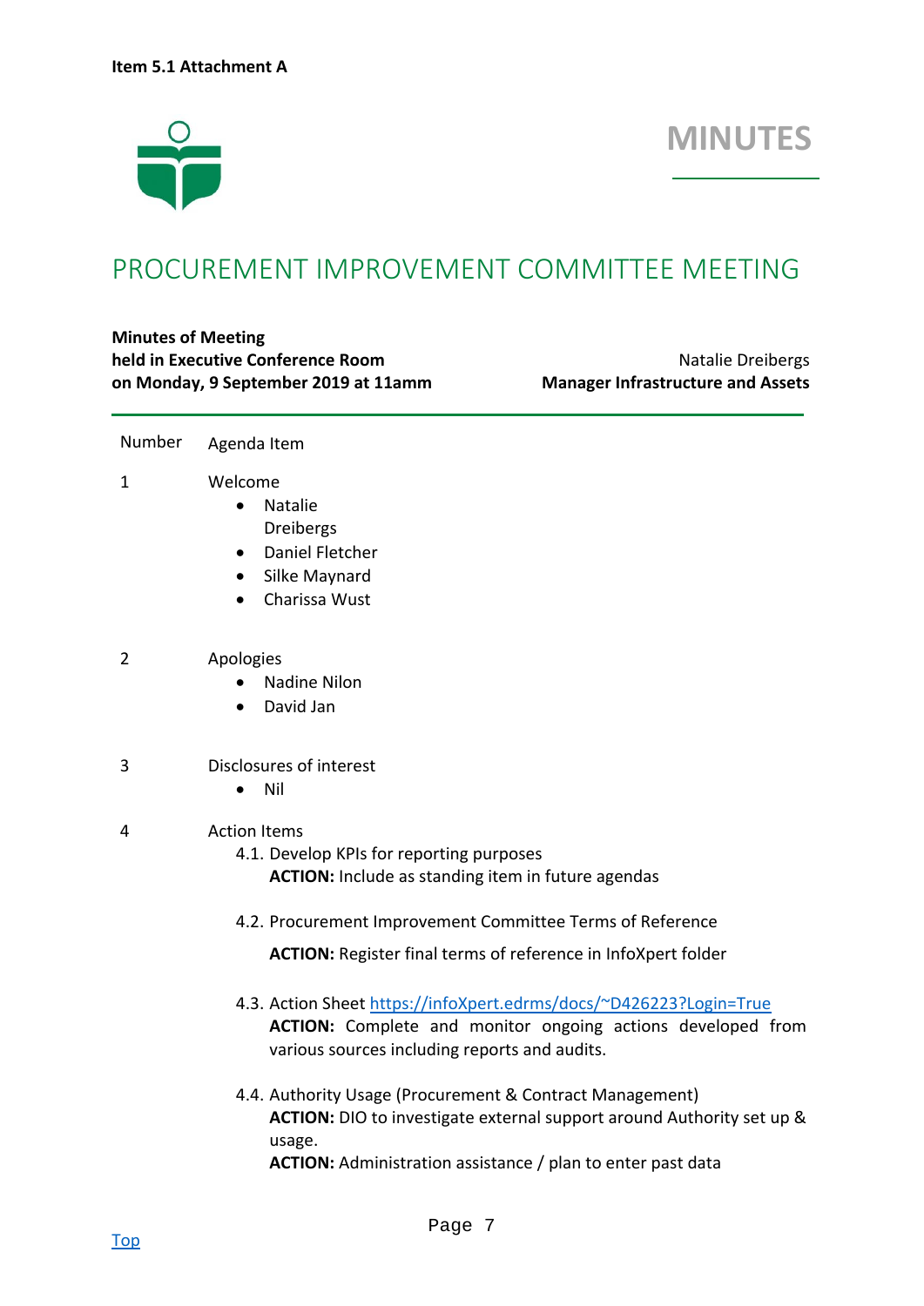Item 5.1 Attachment A

# MINUTES

## PROCUREMENT IMPROVEMENT COMMITTEE MEETING

**Minutes of Meeting**
**held in Executive Conference Room**
**on Monday, 9 September 2019 at 11amm**

Natalie Dreibergs
**Manager Infrastructure and Assets**

| Number | Agenda Item |
|---|---|
| 1 | Welcome<br>• Natalie Dreibergs<br>• Daniel Fletcher<br>• Silke Maynard<br>• Charissa Wust |
| 2 | Apologies<br>• Nadine Nilon<br>• David Jan |
| 3 | Disclosures of interest<br>• Nil |
| 4 | Action Items<br>4.1. Develop KPIs for reporting purposes<br>**ACTION:** Include as standing item in future agendas<br><br>4.2. Procurement Improvement Committee Terms of Reference<br>**ACTION:** Register final terms of reference in InfoXpert folder<br><br>4.3. Action Sheet [https://infoXpert.edrms/docs/~D426223?Login=True](https://infoXpert.edrms/docs/~D426223?Login=True)<br>**ACTION:** Complete and monitor ongoing actions developed from various sources including reports and audits.<br><br>4.4. Authority Usage (Procurement & Contract Management)<br>**ACTION:** DIO to investigate external support around Authority set up & usage.<br>**ACTION:** Administration assistance / plan to enter past data |

Top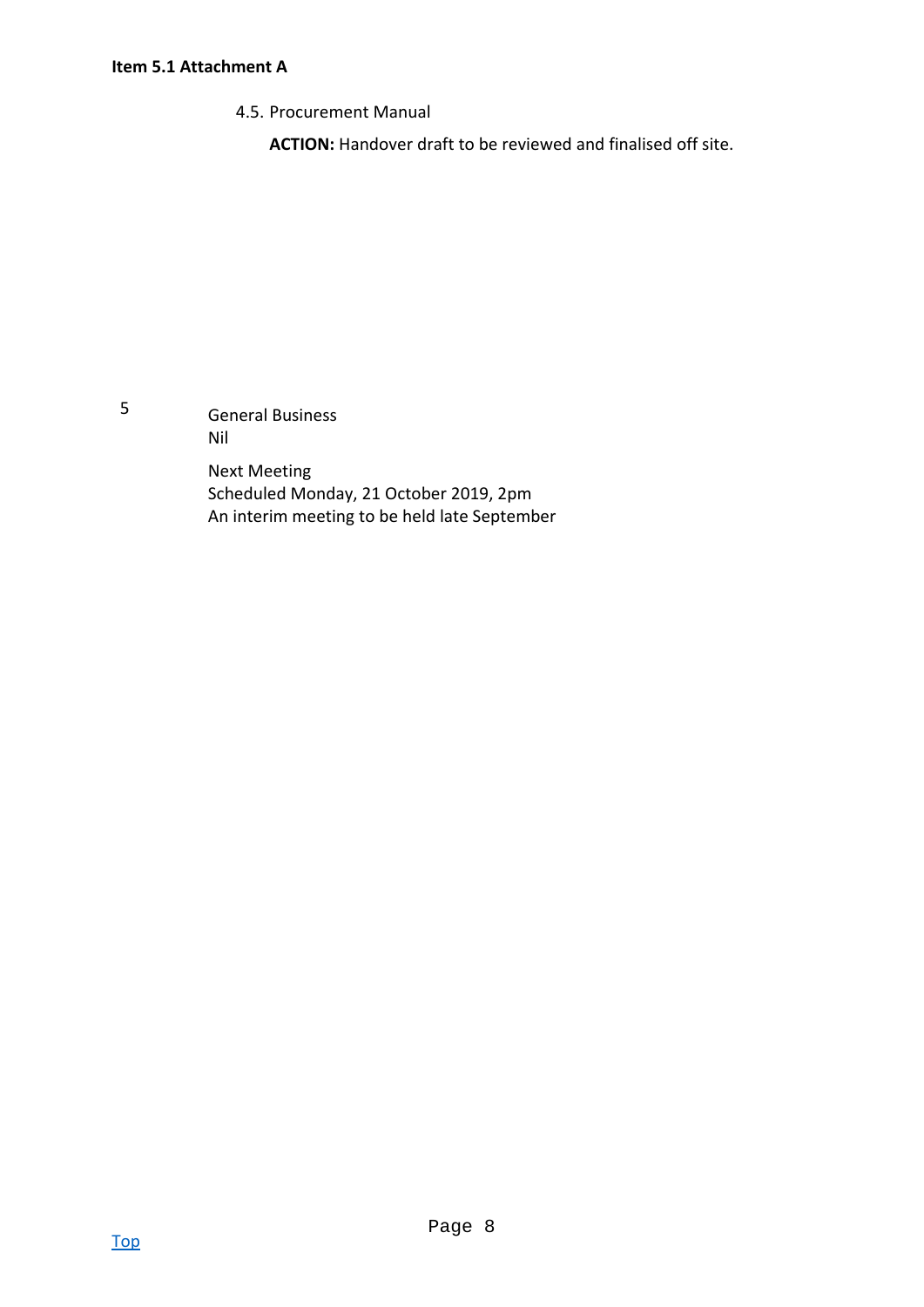4.5. Procurement Manual

**ACTION:** Handover draft to be reviewed and finalised off site.

5 General Business

Nil

Next Meeting

Scheduled Monday, 21 October 2019, 2pm

An interim meeting to be held late September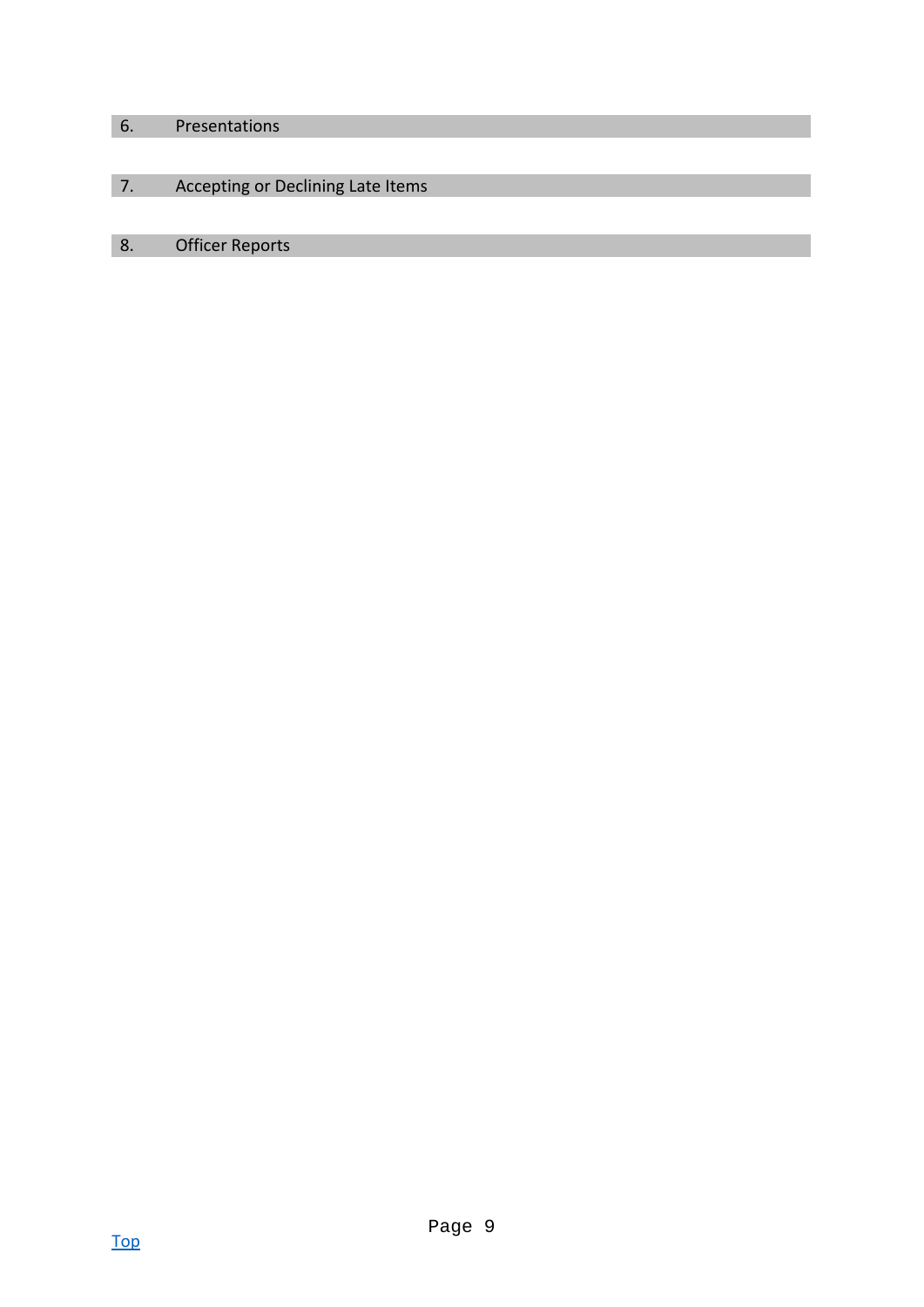## 6. Presentations

## 7. Accepting or Declining Late Items

## 8. Officer Reports

Top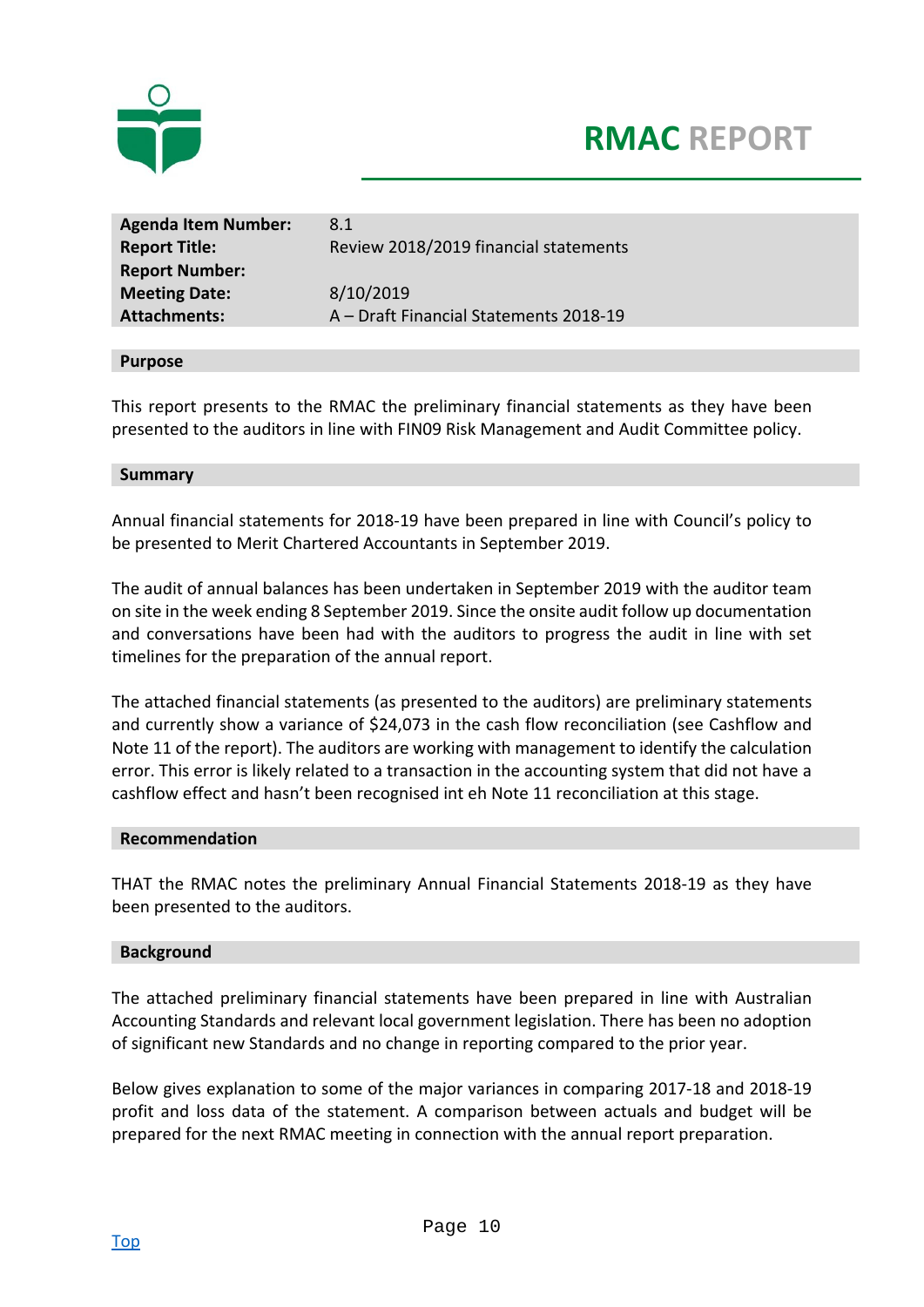# RMAC REPORT

| | |
|---|---|
| **Agenda Item Number:** | 8.1 |
| **Report Title:** | Review 2018/2019 financial statements |
| **Report Number:** | |
| **Meeting Date:** | 8/10/2019 |
| **Attachments:** | A – Draft Financial Statements 2018-19 |

## Purpose

This report presents to the RMAC the preliminary financial statements as they have been presented to the auditors in line with FIN09 Risk Management and Audit Committee policy.

## Summary

Annual financial statements for 2018-19 have been prepared in line with Council's policy to be presented to Merit Chartered Accountants in September 2019.

The audit of annual balances has been undertaken in September 2019 with the auditor team on site in the week ending 8 September 2019. Since the onsite audit follow up documentation and conversations have been had with the auditors to progress the audit in line with set timelines for the preparation of the annual report.

The attached financial statements (as presented to the auditors) are preliminary statements and currently show a variance of $24,073 in the cash flow reconciliation (see Cashflow and Note 11 of the report). The auditors are working with management to identify the calculation error. This error is likely related to a transaction in the accounting system that did not have a cashflow effect and hasn't been recognised int eh Note 11 reconciliation at this stage.

## Recommendation

THAT the RMAC notes the preliminary Annual Financial Statements 2018-19 as they have been presented to the auditors.

## Background

The attached preliminary financial statements have been prepared in line with Australian Accounting Standards and relevant local government legislation. There has been no adoption of significant new Standards and no change in reporting compared to the prior year.

Below gives explanation to some of the major variances in comparing 2017-18 and 2018-19 profit and loss data of the statement. A comparison between actuals and budget will be prepared for the next RMAC meeting in connection with the annual report preparation.

Top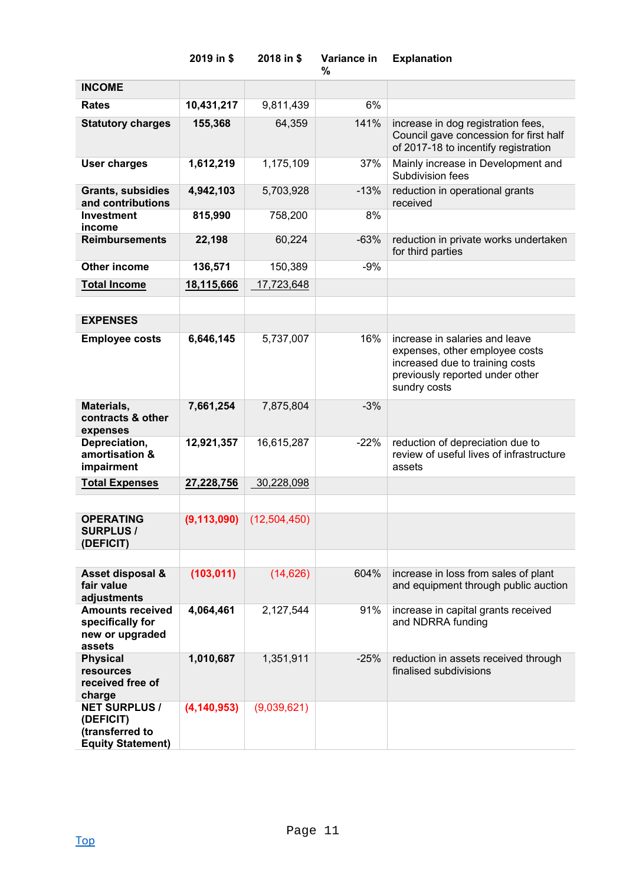| | 2019 in $ | 2018 in $ | Variance in % | Explanation |
|---|---|---|---|---|
| **INCOME** | | | | |
| **Rates** | **10,431,217** | 9,811,439 | 6% | |
| **Statutory charges** | **155,368** | 64,359 | 141% | increase in dog registration fees, Council gave concession for first half of 2017-18 to incentify registration |
| **User charges** | **1,612,219** | 1,175,109 | 37% | Mainly increase in Development and Subdivision fees |
| **Grants, subsidies and contributions** | **4,942,103** | 5,703,928 | -13% | reduction in operational grants received |
| **Investment income** | **815,990** | 758,200 | 8% | |
| **Reimbursements** | **22,198** | 60,224 | -63% | reduction in private works undertaken for third parties |
| **Other income** | **136,571** | 150,389 | -9% | |
| **Total Income** | **18,115,666** | 17,723,648 | | |
| | | | | |
| **EXPENSES** | | | | |
| **Employee costs** | **6,646,145** | 5,737,007 | 16% | increase in salaries and leave expenses, other employee costs increased due to training costs previously reported under other sundry costs |
| **Materials, contracts & other expenses** | **7,661,254** | 7,875,804 | -3% | |
| **Depreciation, amortisation & impairment** | **12,921,357** | 16,615,287 | -22% | reduction of depreciation due to review of useful lives of infrastructure assets |
| **Total Expenses** | **27,228,756** | 30,228,098 | | |
| | | | | |
| **OPERATING SURPLUS / (DEFICIT)** | **(9,113,090)** | (12,504,450) | | |
| | | | | |
| **Asset disposal & fair value adjustments** | **(103,011)** | (14,626) | 604% | increase in loss from sales of plant and equipment through public auction |
| **Amounts received specifically for new or upgraded assets** | **4,064,461** | 2,127,544 | 91% | increase in capital grants received and NDRRA funding |
| **Physical resources received free of charge** | **1,010,687** | 1,351,911 | -25% | reduction in assets received through finalised subdivisions |
| **NET SURPLUS / (DEFICIT) (transferred to Equity Statement)** | **(4,140,953)** | (9,039,621) | | |

Top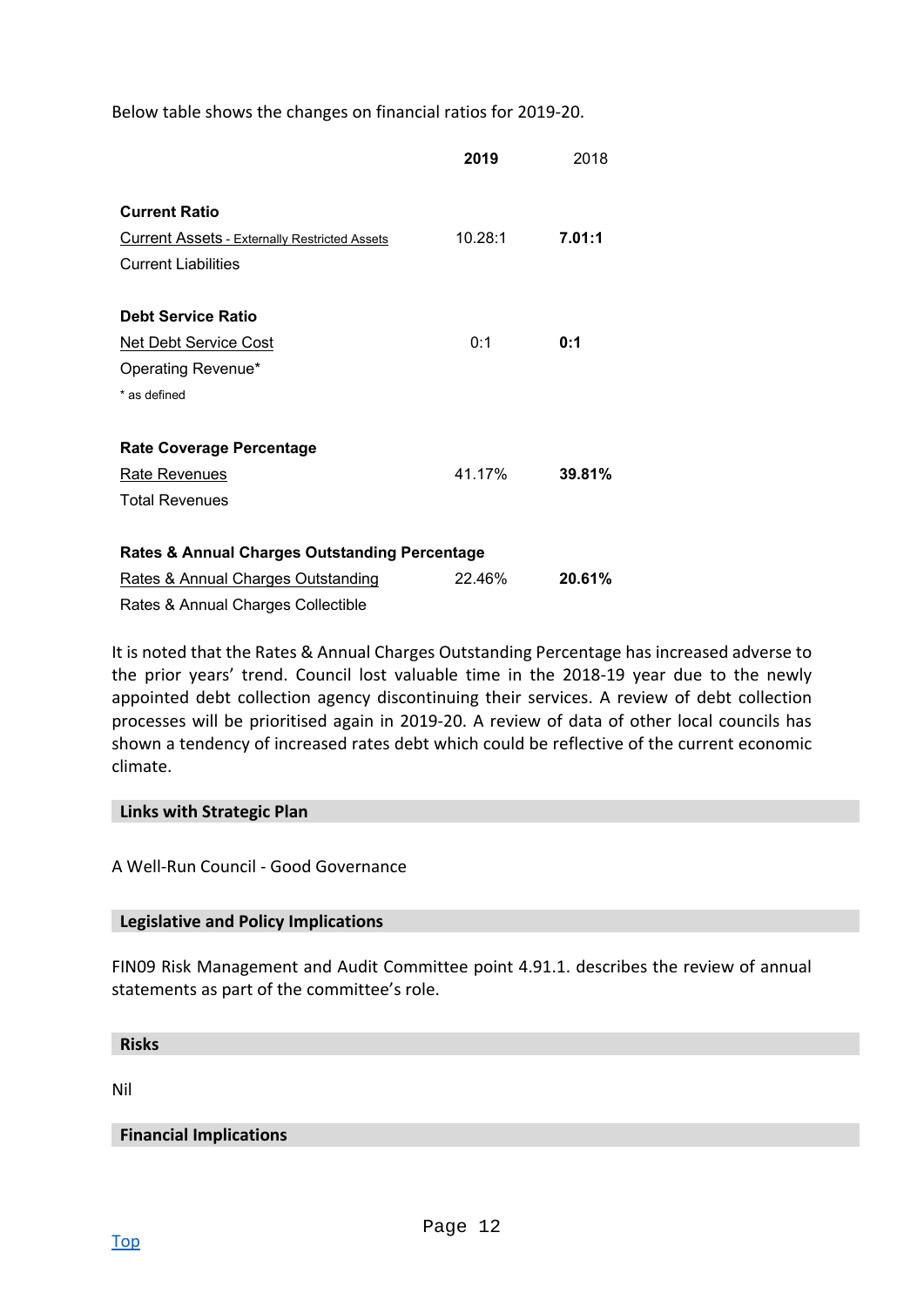Below table shows the changes on financial ratios for 2019-20.

| | **2019** | 2018 |
|---|---|---|
| **Current Ratio** | | |
| Current Assets - Externally Restricted Assets / Current Liabilities | 10.28:1 | **7.01:1** |
| **Debt Service Ratio** | | |
| Net Debt Service Cost / Operating Revenue* | 0:1 | **0:1** |
| * as defined | | |
| **Rate Coverage Percentage** | | |
| Rate Revenues / Total Revenues | 41.17% | **39.81%** |
| **Rates & Annual Charges Outstanding Percentage** | | |
| Rates & Annual Charges Outstanding / Rates & Annual Charges Collectible | 22.46% | **20.61%** |

It is noted that the Rates & Annual Charges Outstanding Percentage has increased adverse to the prior years' trend. Council lost valuable time in the 2018-19 year due to the newly appointed debt collection agency discontinuing their services. A review of debt collection processes will be prioritised again in 2019-20. A review of data of other local councils has shown a tendency of increased rates debt which could be reflective of the current economic climate.

## Links with Strategic Plan

A Well-Run Council - Good Governance

## Legislative and Policy Implications

FIN09 Risk Management and Audit Committee point 4.91.1. describes the review of annual statements as part of the committee's role.

## Risks

Nil

## Financial Implications

Top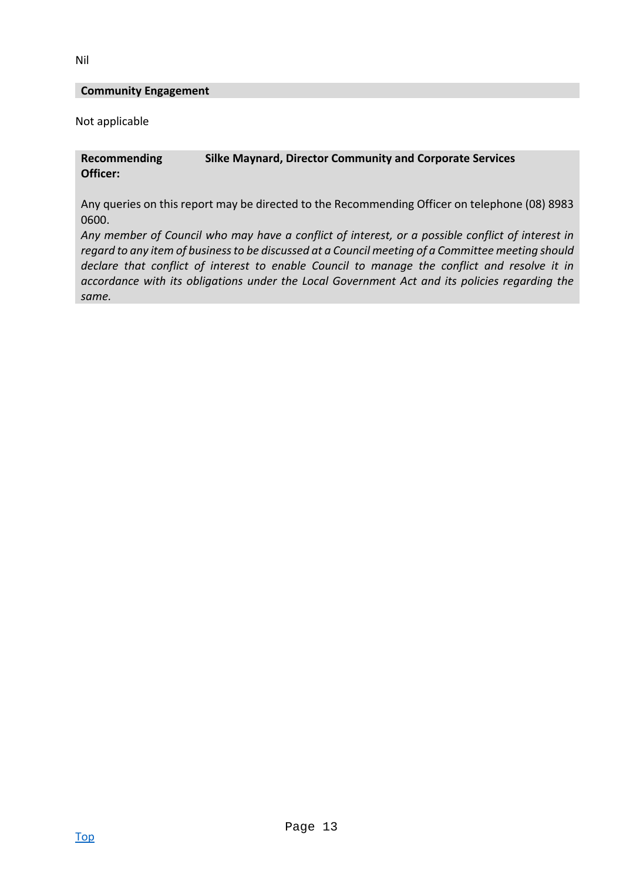Nil

**Community Engagement**

Not applicable

| **Recommending Officer:** | **Silke Maynard, Director Community and Corporate Services** |
|---|---|

Any queries on this report may be directed to the Recommending Officer on telephone (08) 8983 0600.

*Any member of Council who may have a conflict of interest, or a possible conflict of interest in regard to any item of business to be discussed at a Council meeting of a Committee meeting should declare that conflict of interest to enable Council to manage the conflict and resolve it in accordance with its obligations under the Local Government Act and its policies regarding the same.*

[Top](#)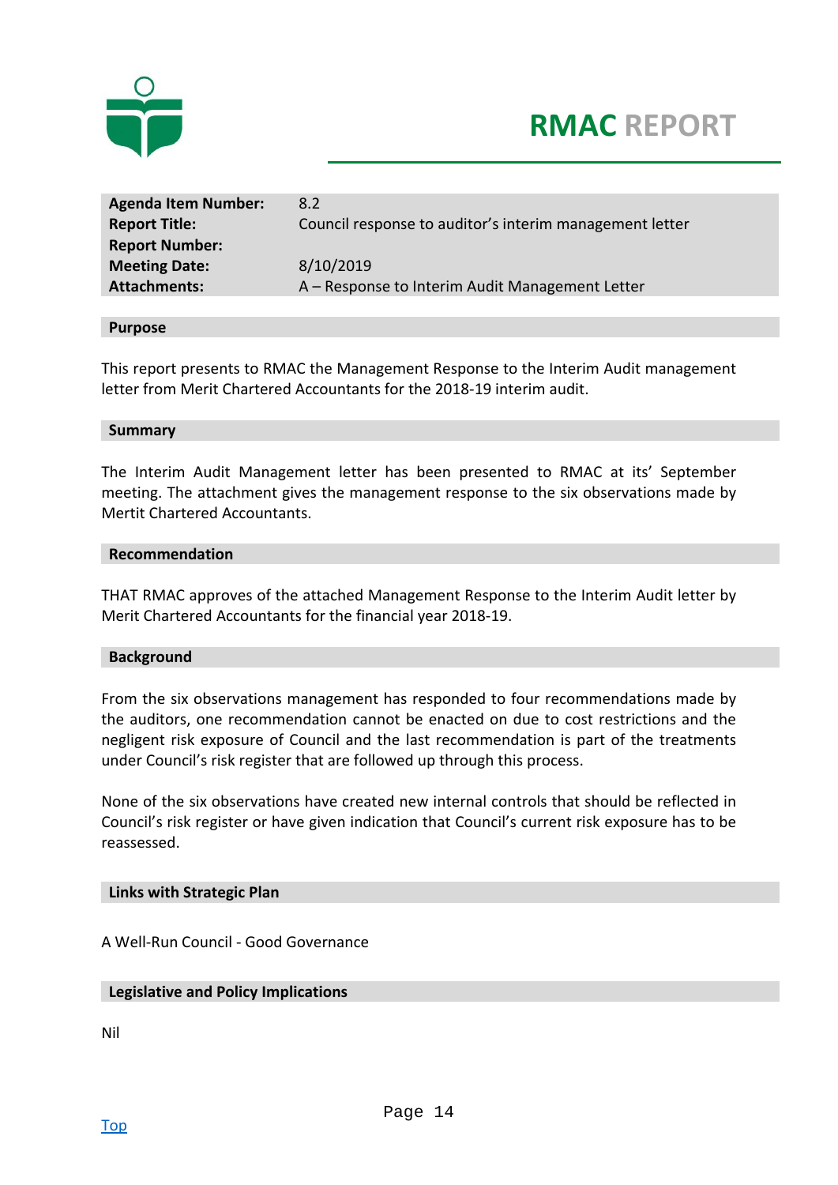# RMAC REPORT

| | |
|---|---|
| **Agenda Item Number:** | 8.2 |
| **Report Title:** | Council response to auditor's interim management letter |
| **Report Number:** | |
| **Meeting Date:** | 8/10/2019 |
| **Attachments:** | A – Response to Interim Audit Management Letter |

## Purpose

This report presents to RMAC the Management Response to the Interim Audit management letter from Merit Chartered Accountants for the 2018-19 interim audit.

## Summary

The Interim Audit Management letter has been presented to RMAC at its' September meeting. The attachment gives the management response to the six observations made by Mertit Chartered Accountants.

## Recommendation

THAT RMAC approves of the attached Management Response to the Interim Audit letter by Merit Chartered Accountants for the financial year 2018-19.

## Background

From the six observations management has responded to four recommendations made by the auditors, one recommendation cannot be enacted on due to cost restrictions and the negligent risk exposure of Council and the last recommendation is part of the treatments under Council's risk register that are followed up through this process.

None of the six observations have created new internal controls that should be reflected in Council's risk register or have given indication that Council's current risk exposure has to be reassessed.

## Links with Strategic Plan

A Well-Run Council - Good Governance

## Legislative and Policy Implications

Nil

Top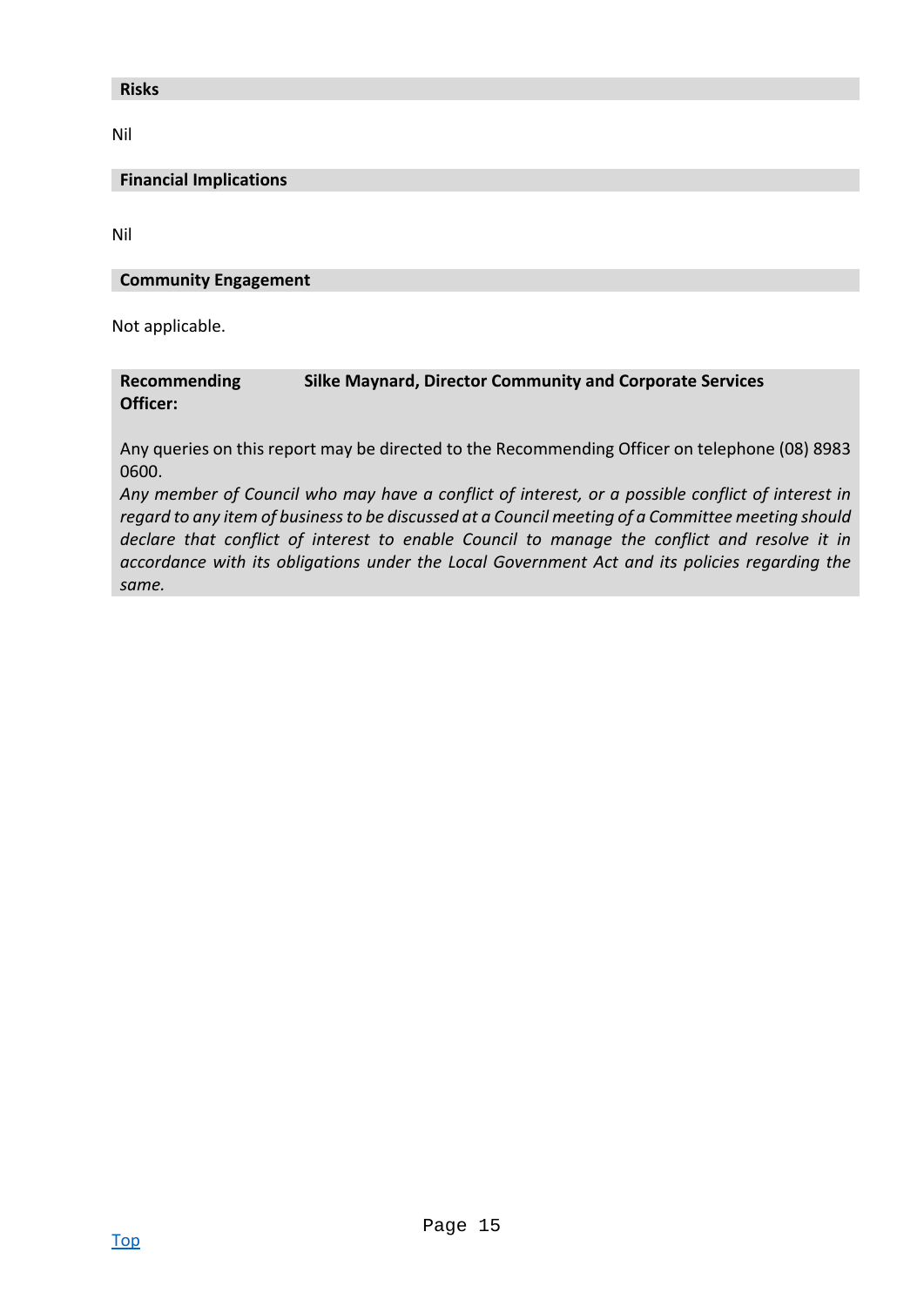**Risks**

Nil

**Financial Implications**

Nil

**Community Engagement**

Not applicable.

**Recommending Officer:** **Silke Maynard, Director Community and Corporate Services**

Any queries on this report may be directed to the Recommending Officer on telephone (08) 8983 0600.

*Any member of Council who may have a conflict of interest, or a possible conflict of interest in regard to any item of business to be discussed at a Council meeting of a Committee meeting should declare that conflict of interest to enable Council to manage the conflict and resolve it in accordance with its obligations under the Local Government Act and its policies regarding the same.*

Top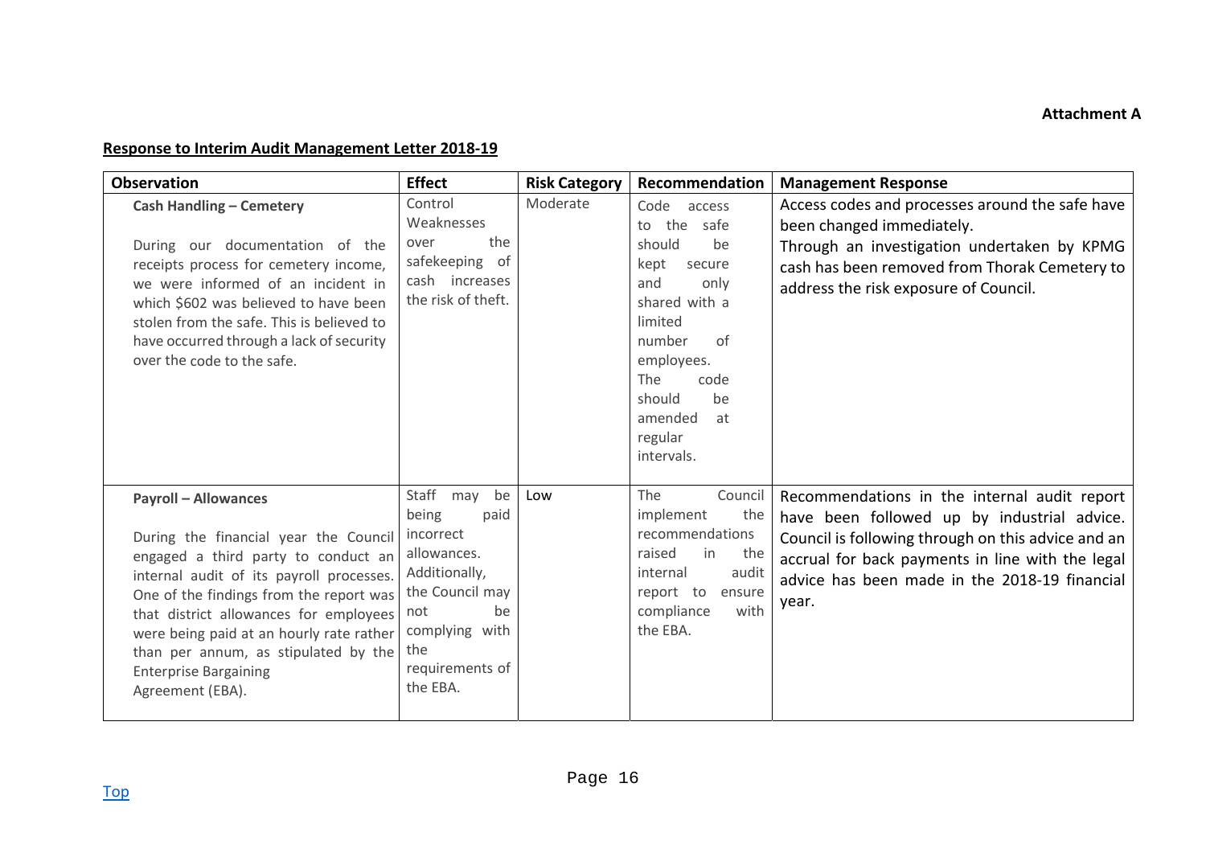**Attachment A**

**Response to Interim Audit Management Letter 2018-19**

| Observation | Effect | Risk Category | Recommendation | Management Response |
|---|---|---|---|---|
| **Cash Handling – Cemetery**<br><br>During our documentation of the receipts process for cemetery income, we were informed of an incident in which $602 was believed to have been stolen from the safe. This is believed to have occurred through a lack of security over the code to the safe. | Control Weaknesses over the safekeeping of cash increases the risk of theft. | Moderate | Code access to the safe should be kept secure and only shared with a limited number of employees. The code should be amended at regular intervals. | Access codes and processes around the safe have been changed immediately.<br>Through an investigation undertaken by KPMG cash has been removed from Thorak Cemetery to address the risk exposure of Council. |
| **Payroll – Allowances**<br><br>During the financial year the Council engaged a third party to conduct an internal audit of its payroll processes. One of the findings from the report was that district allowances for employees were being paid at an hourly rate rather than per annum, as stipulated by the Enterprise Bargaining Agreement (EBA). | Staff may be being paid incorrect allowances. Additionally, the Council may not be complying with the requirements of the EBA. | Low | The Council implement the recommendations raised in the internal audit report to ensure compliance with the EBA. | Recommendations in the internal audit report have been followed up by industrial advice. Council is following through on this advice and an accrual for back payments in line with the legal advice has been made in the 2018-19 financial year. |

Top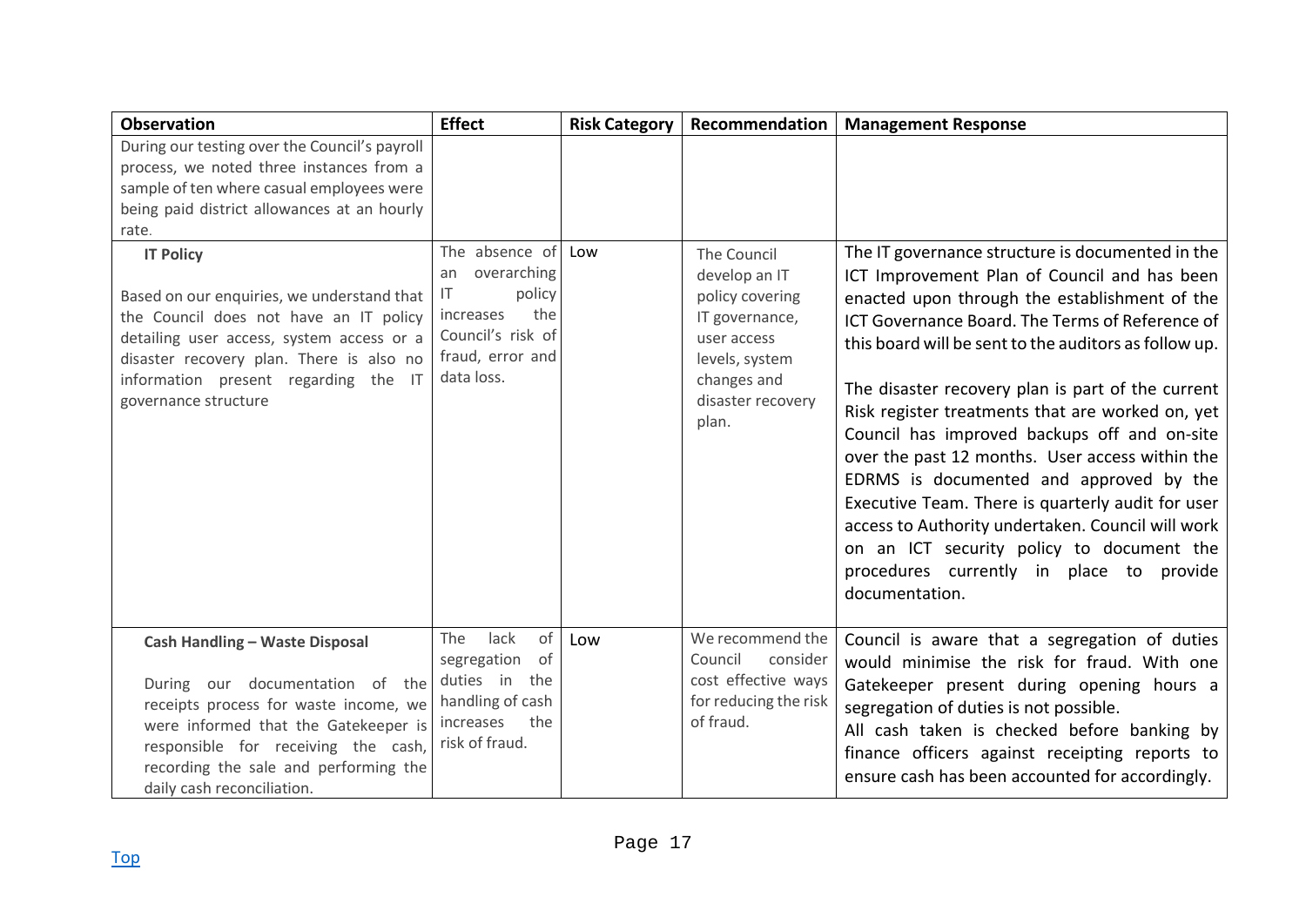| Observation | Effect | Risk Category | Recommendation | Management Response |
|---|---|---|---|---|
| During our testing over the Council's payroll process, we noted three instances from a sample of ten where casual employees were being paid district allowances at an hourly rate. | | | | |
| **IT Policy**<br><br>Based on our enquiries, we understand that the Council does not have an IT policy detailing user access, system access or a disaster recovery plan. There is also no information present regarding the IT governance structure | The absence of an overarching IT policy increases the Council's risk of fraud, error and data loss. | Low | The Council develop an IT policy covering IT governance, user access levels, system changes and disaster recovery plan. | The IT governance structure is documented in the ICT Improvement Plan of Council and has been enacted upon through the establishment of the ICT Governance Board. The Terms of Reference of this board will be sent to the auditors as follow up.<br><br>The disaster recovery plan is part of the current Risk register treatments that are worked on, yet Council has improved backups off and on-site over the past 12 months. User access within the EDRMS is documented and approved by the Executive Team. There is quarterly audit for user access to Authority undertaken. Council will work on an ICT security policy to document the procedures currently in place to provide documentation. |
| **Cash Handling – Waste Disposal**<br><br>During our documentation of the receipts process for waste income, we were informed that the Gatekeeper is responsible for receiving the cash, recording the sale and performing the daily cash reconciliation. | The lack of segregation of duties in the handling of cash increases the risk of fraud. | Low | We recommend the Council consider cost effective ways for reducing the risk of fraud. | Council is aware that a segregation of duties would minimise the risk for fraud. With one Gatekeeper present during opening hours a segregation of duties is not possible.<br>All cash taken is checked before banking by finance officers against receipting reports to ensure cash has been accounted for accordingly. |

Top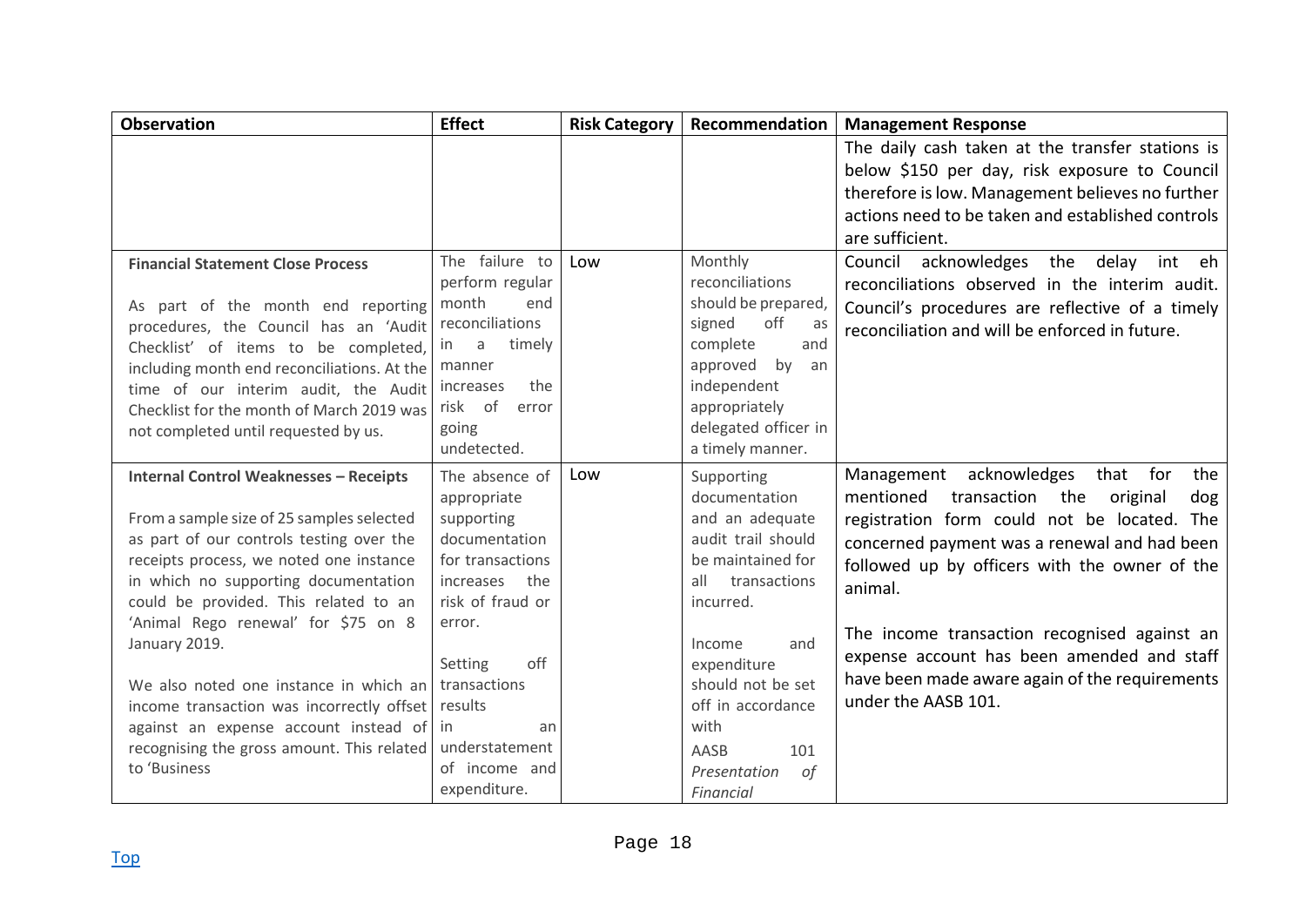| Observation | Effect | Risk Category | Recommendation | Management Response |
|---|---|---|---|---|
| | | | | The daily cash taken at the transfer stations is below $150 per day, risk exposure to Council therefore is low. Management believes no further actions need to be taken and established controls are sufficient. |
| **Financial Statement Close Process**<br><br>As part of the month end reporting procedures, the Council has an 'Audit Checklist' of items to be completed, including month end reconciliations. At the time of our interim audit, the Audit Checklist for the month of March 2019 was not completed until requested by us. | The failure to perform regular month end reconciliations in a timely manner increases the risk of error going undetected. | Low | Monthly reconciliations should be prepared, signed off as complete and approved by an independent appropriately delegated officer in a timely manner. | Council acknowledges the delay int eh reconciliations observed in the interim audit. Council's procedures are reflective of a timely reconciliation and will be enforced in future. |
| **Internal Control Weaknesses – Receipts**<br><br>From a sample size of 25 samples selected as part of our controls testing over the receipts process, we noted one instance in which no supporting documentation could be provided. This related to an 'Animal Rego renewal' for $75 on 8 January 2019.<br><br>We also noted one instance in which an income transaction was incorrectly offset against an expense account instead of recognising the gross amount. This related to 'Business | The absence of appropriate supporting documentation for transactions increases the risk of fraud or error.<br><br>Setting off transactions results in an understatement of income and expenditure. | Low | Supporting documentation and an adequate audit trail should be maintained for all transactions incurred.<br><br>Income and expenditure should not be set off in accordance with AASB 101 *Presentation of Financial* | Management acknowledges that for the mentioned transaction the original dog registration form could not be located. The concerned payment was a renewal and had been followed up by officers with the owner of the animal.<br><br>The income transaction recognised against an expense account has been amended and staff have been made aware again of the requirements under the AASB 101. |

[Top](#)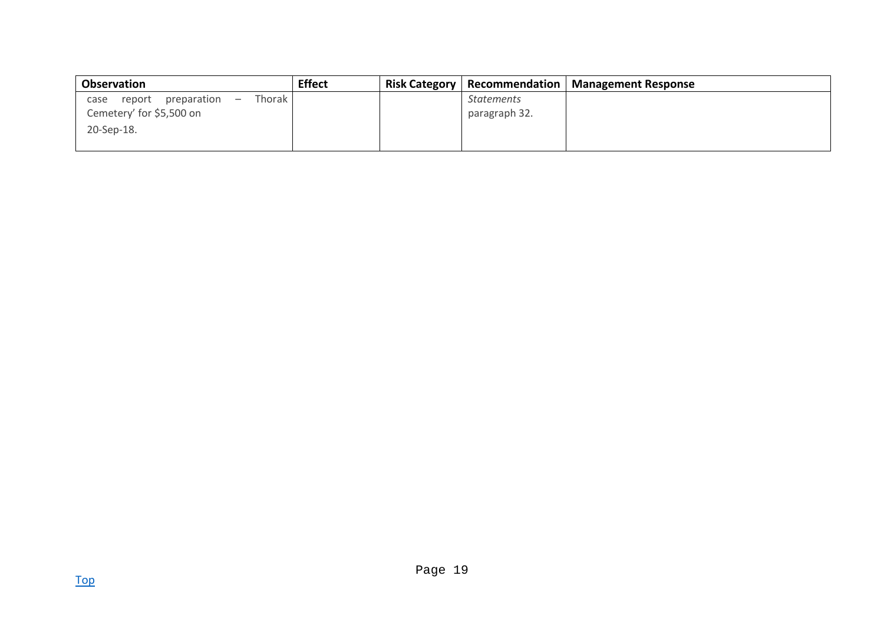| Observation | Effect | Risk Category | Recommendation | Management Response |
|---|---|---|---|---|
| case report preparation – Thorak Cemetery' for $5,500 on 20-Sep-18. | | | *Statements* paragraph 32. | |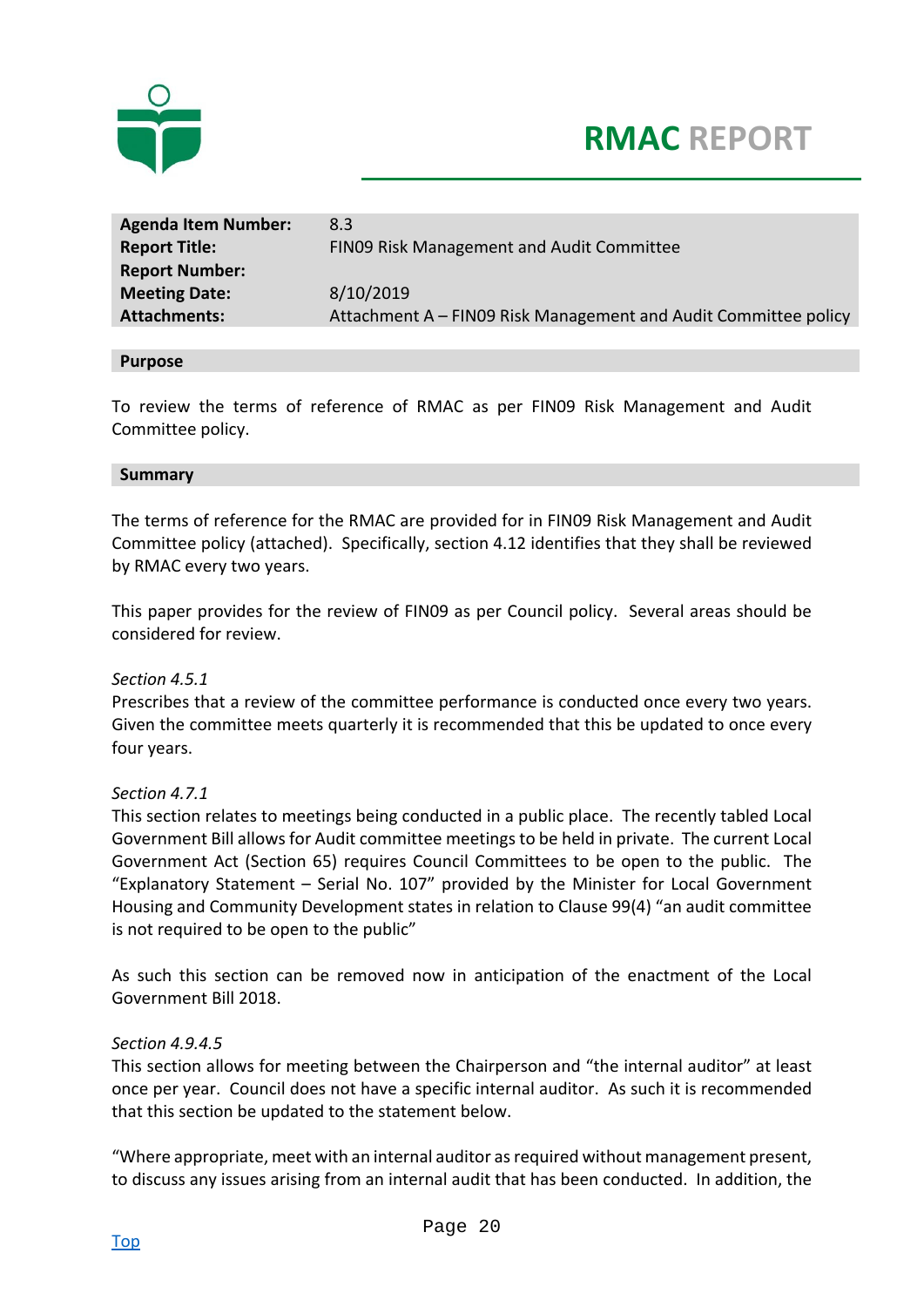# RMAC REPORT

| Agenda Item Number: | 8.3 |
|---|---|
| Report Title: | FIN09 Risk Management and Audit Committee |
| Report Number: | |
| Meeting Date: | 8/10/2019 |
| Attachments: | Attachment A – FIN09 Risk Management and Audit Committee policy |

## Purpose

To review the terms of reference of RMAC as per FIN09 Risk Management and Audit Committee policy.

## Summary

The terms of reference for the RMAC are provided for in FIN09 Risk Management and Audit Committee policy (attached). Specifically, section 4.12 identifies that they shall be reviewed by RMAC every two years.

This paper provides for the review of FIN09 as per Council policy. Several areas should be considered for review.

*Section 4.5.1*
Prescribes that a review of the committee performance is conducted once every two years. Given the committee meets quarterly it is recommended that this be updated to once every four years.

*Section 4.7.1*
This section relates to meetings being conducted in a public place. The recently tabled Local Government Bill allows for Audit committee meetings to be held in private. The current Local Government Act (Section 65) requires Council Committees to be open to the public. The "Explanatory Statement – Serial No. 107" provided by the Minister for Local Government Housing and Community Development states in relation to Clause 99(4) "an audit committee is not required to be open to the public"

As such this section can be removed now in anticipation of the enactment of the Local Government Bill 2018.

*Section 4.9.4.5*
This section allows for meeting between the Chairperson and "the internal auditor" at least once per year. Council does not have a specific internal auditor. As such it is recommended that this section be updated to the statement below.

"Where appropriate, meet with an internal auditor as required without management present, to discuss any issues arising from an internal audit that has been conducted. In addition, the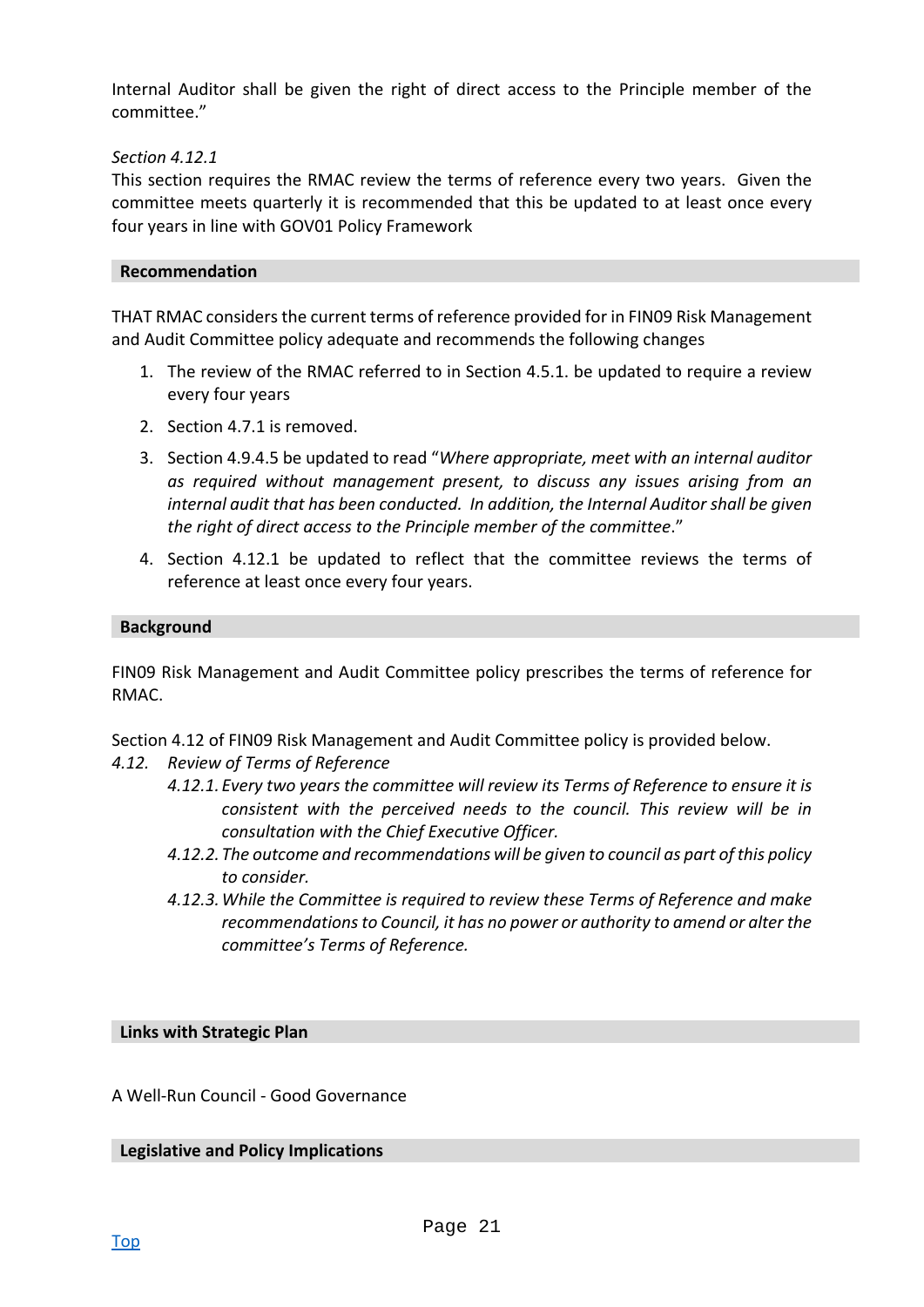Internal Auditor shall be given the right of direct access to the Principle member of the committee."

*Section 4.12.1*
This section requires the RMAC review the terms of reference every two years. Given the committee meets quarterly it is recommended that this be updated to at least once every four years in line with GOV01 Policy Framework

## Recommendation

THAT RMAC considers the current terms of reference provided for in FIN09 Risk Management and Audit Committee policy adequate and recommends the following changes

1. The review of the RMAC referred to in Section 4.5.1. be updated to require a review every four years
2. Section 4.7.1 is removed.
3. Section 4.9.4.5 be updated to read "*Where appropriate, meet with an internal auditor as required without management present, to discuss any issues arising from an internal audit that has been conducted. In addition, the Internal Auditor shall be given the right of direct access to the Principle member of the committee*."
4. Section 4.12.1 be updated to reflect that the committee reviews the terms of reference at least once every four years.

## Background

FIN09 Risk Management and Audit Committee policy prescribes the terms of reference for RMAC.

Section 4.12 of FIN09 Risk Management and Audit Committee policy is provided below.

*4.12. Review of Terms of Reference*

*4.12.1. Every two years the committee will review its Terms of Reference to ensure it is consistent with the perceived needs to the council. This review will be in consultation with the Chief Executive Officer.*

*4.12.2. The outcome and recommendations will be given to council as part of this policy to consider.*

*4.12.3. While the Committee is required to review these Terms of Reference and make recommendations to Council, it has no power or authority to amend or alter the committee's Terms of Reference.*

## Links with Strategic Plan

A Well-Run Council - Good Governance

## Legislative and Policy Implications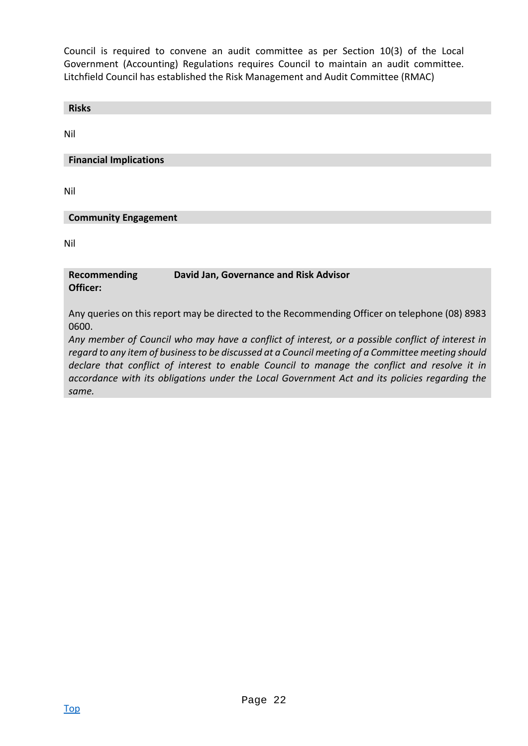Council is required to convene an audit committee as per Section 10(3) of the Local Government (Accounting) Regulations requires Council to maintain an audit committee. Litchfield Council has established the Risk Management and Audit Committee (RMAC)

**Risks**

Nil

**Financial Implications**

Nil

**Community Engagement**

Nil

**Recommending Officer:** **David Jan, Governance and Risk Advisor**

Any queries on this report may be directed to the Recommending Officer on telephone (08) 8983 0600.

*Any member of Council who may have a conflict of interest, or a possible conflict of interest in regard to any item of business to be discussed at a Council meeting of a Committee meeting should declare that conflict of interest to enable Council to manage the conflict and resolve it in accordance with its obligations under the Local Government Act and its policies regarding the same.*

Top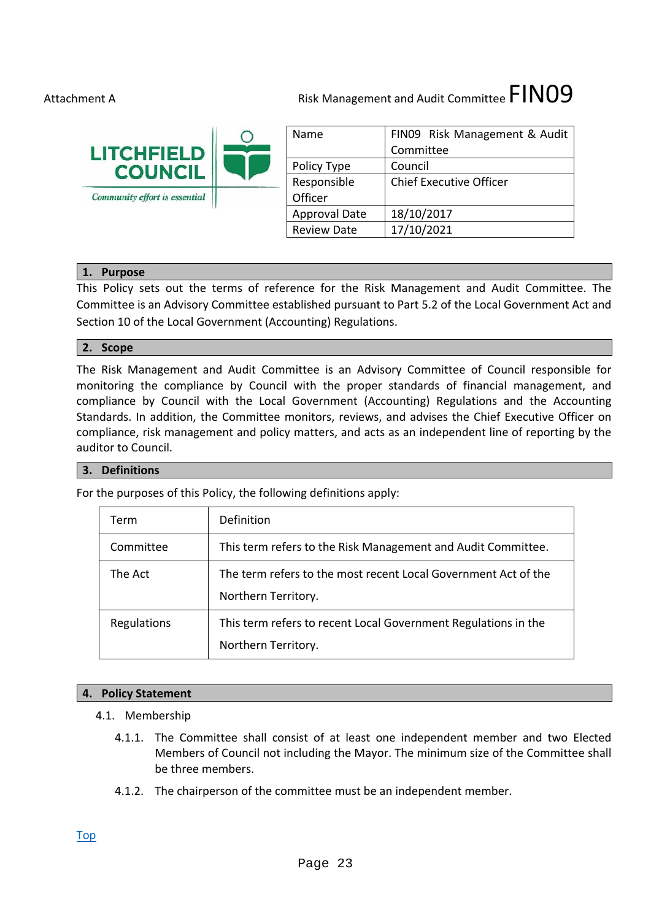Attachment A

Risk Management and Audit Committee FIN09

LITCHFIELD COUNCIL

*Community effort is essential*

| Name | FIN09 Risk Management & Audit Committee |
|---|---|
| Policy Type | Council |
| Responsible Officer | Chief Executive Officer |
| Approval Date | 18/10/2017 |
| Review Date | 17/10/2021 |

## 1. Purpose

This Policy sets out the terms of reference for the Risk Management and Audit Committee. The Committee is an Advisory Committee established pursuant to Part 5.2 of the Local Government Act and Section 10 of the Local Government (Accounting) Regulations.

## 2. Scope

The Risk Management and Audit Committee is an Advisory Committee of Council responsible for monitoring the compliance by Council with the proper standards of financial management, and compliance by Council with the Local Government (Accounting) Regulations and the Accounting Standards. In addition, the Committee monitors, reviews, and advises the Chief Executive Officer on compliance, risk management and policy matters, and acts as an independent line of reporting by the auditor to Council.

## 3. Definitions

For the purposes of this Policy, the following definitions apply:

| Term | Definition |
|---|---|
| Committee | This term refers to the Risk Management and Audit Committee. |
| The Act | The term refers to the most recent Local Government Act of the Northern Territory. |
| Regulations | This term refers to recent Local Government Regulations in the Northern Territory. |

## 4. Policy Statement

4.1. Membership

4.1.1. The Committee shall consist of at least one independent member and two Elected Members of Council not including the Mayor. The minimum size of the Committee shall be three members.

4.1.2. The chairperson of the committee must be an independent member.

Top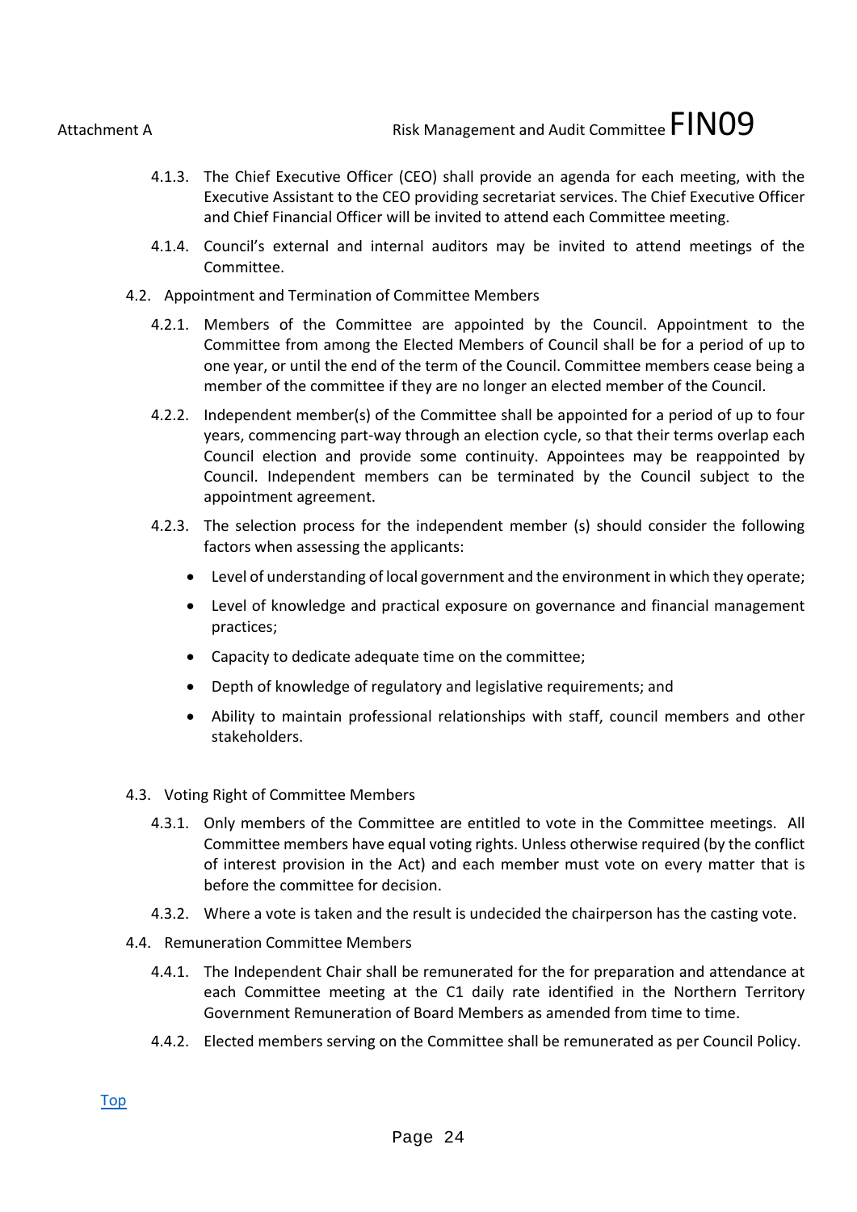4.1.3. The Chief Executive Officer (CEO) shall provide an agenda for each meeting, with the Executive Assistant to the CEO providing secretariat services. The Chief Executive Officer and Chief Financial Officer will be invited to attend each Committee meeting.

4.1.4. Council's external and internal auditors may be invited to attend meetings of the Committee.

4.2. Appointment and Termination of Committee Members

4.2.1. Members of the Committee are appointed by the Council. Appointment to the Committee from among the Elected Members of Council shall be for a period of up to one year, or until the end of the term of the Council. Committee members cease being a member of the committee if they are no longer an elected member of the Council.

4.2.2. Independent member(s) of the Committee shall be appointed for a period of up to four years, commencing part-way through an election cycle, so that their terms overlap each Council election and provide some continuity. Appointees may be reappointed by Council. Independent members can be terminated by the Council subject to the appointment agreement.

4.2.3. The selection process for the independent member (s) should consider the following factors when assessing the applicants:

- Level of understanding of local government and the environment in which they operate;
- Level of knowledge and practical exposure on governance and financial management practices;
- Capacity to dedicate adequate time on the committee;
- Depth of knowledge of regulatory and legislative requirements; and
- Ability to maintain professional relationships with staff, council members and other stakeholders.

4.3. Voting Right of Committee Members

4.3.1. Only members of the Committee are entitled to vote in the Committee meetings. All Committee members have equal voting rights. Unless otherwise required (by the conflict of interest provision in the Act) and each member must vote on every matter that is before the committee for decision.

4.3.2. Where a vote is taken and the result is undecided the chairperson has the casting vote.

4.4. Remuneration Committee Members

4.4.1. The Independent Chair shall be remunerated for the for preparation and attendance at each Committee meeting at the C1 daily rate identified in the Northern Territory Government Remuneration of Board Members as amended from time to time.

4.4.2. Elected members serving on the Committee shall be remunerated as per Council Policy.

Top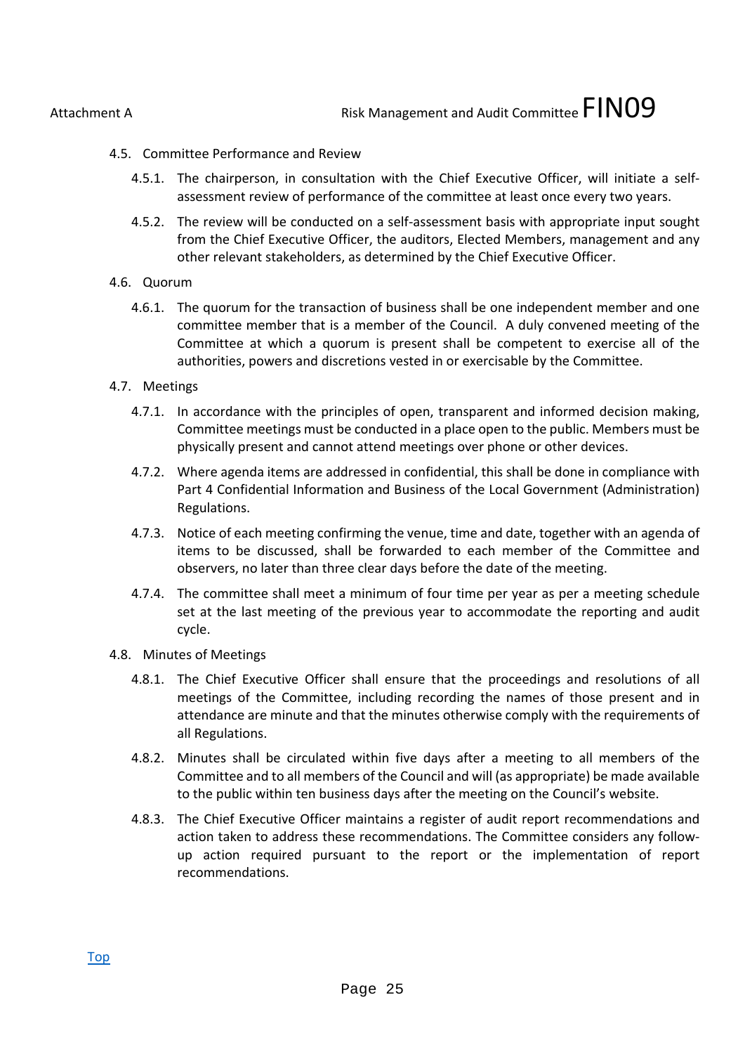### 4.5. Committee Performance and Review

4.5.1. The chairperson, in consultation with the Chief Executive Officer, will initiate a self-assessment review of performance of the committee at least once every two years.

4.5.2. The review will be conducted on a self-assessment basis with appropriate input sought from the Chief Executive Officer, the auditors, Elected Members, management and any other relevant stakeholders, as determined by the Chief Executive Officer.

### 4.6. Quorum

4.6.1. The quorum for the transaction of business shall be one independent member and one committee member that is a member of the Council. A duly convened meeting of the Committee at which a quorum is present shall be competent to exercise all of the authorities, powers and discretions vested in or exercisable by the Committee.

### 4.7. Meetings

4.7.1. In accordance with the principles of open, transparent and informed decision making, Committee meetings must be conducted in a place open to the public. Members must be physically present and cannot attend meetings over phone or other devices.

4.7.2. Where agenda items are addressed in confidential, this shall be done in compliance with Part 4 Confidential Information and Business of the Local Government (Administration) Regulations.

4.7.3. Notice of each meeting confirming the venue, time and date, together with an agenda of items to be discussed, shall be forwarded to each member of the Committee and observers, no later than three clear days before the date of the meeting.

4.7.4. The committee shall meet a minimum of four time per year as per a meeting schedule set at the last meeting of the previous year to accommodate the reporting and audit cycle.

### 4.8. Minutes of Meetings

4.8.1. The Chief Executive Officer shall ensure that the proceedings and resolutions of all meetings of the Committee, including recording the names of those present and in attendance are minute and that the minutes otherwise comply with the requirements of all Regulations.

4.8.2. Minutes shall be circulated within five days after a meeting to all members of the Committee and to all members of the Council and will (as appropriate) be made available to the public within ten business days after the meeting on the Council's website.

4.8.3. The Chief Executive Officer maintains a register of audit report recommendations and action taken to address these recommendations. The Committee considers any follow-up action required pursuant to the report or the implementation of report recommendations.

Top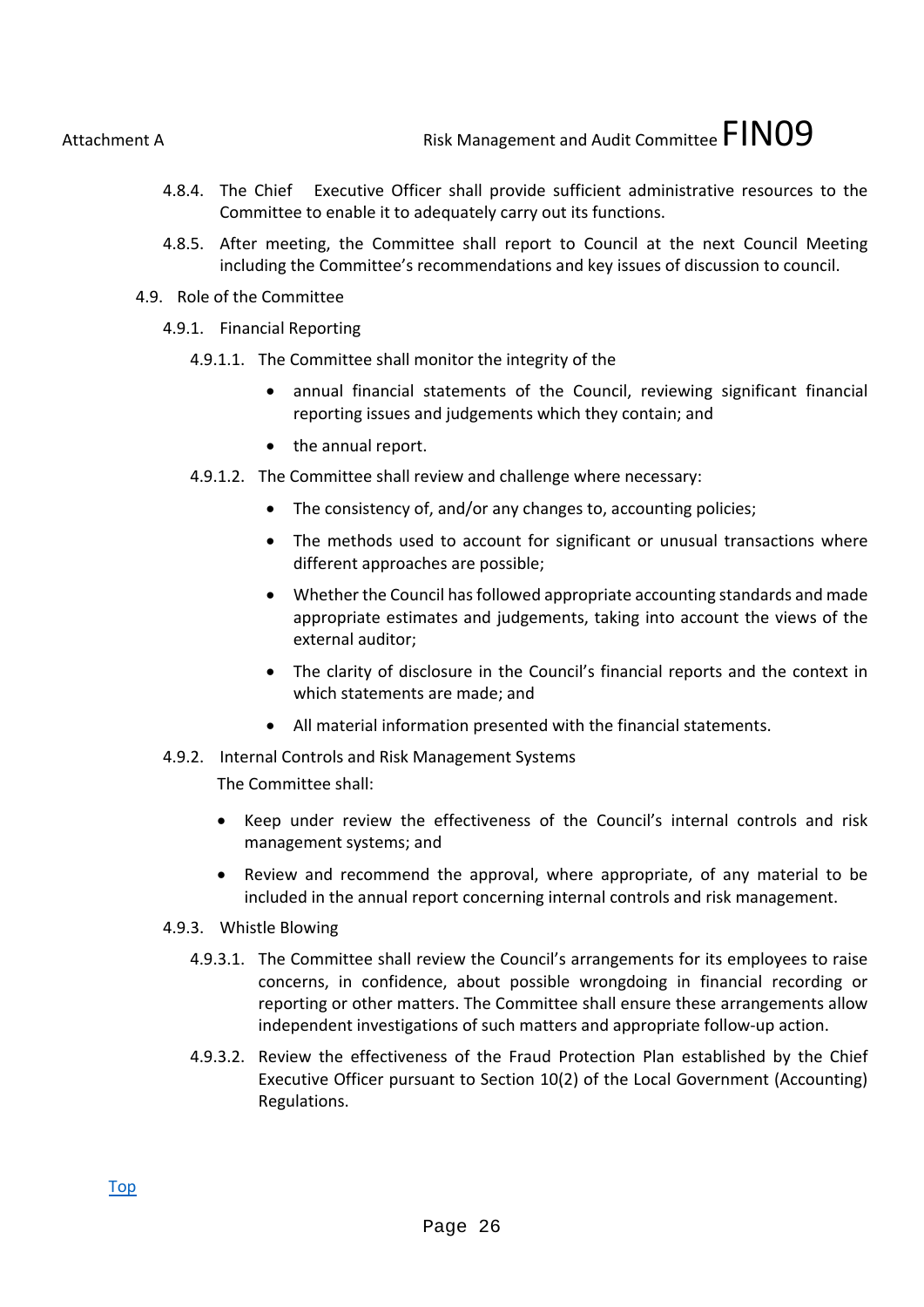4.8.4. The Chief Executive Officer shall provide sufficient administrative resources to the Committee to enable it to adequately carry out its functions.

4.8.5. After meeting, the Committee shall report to Council at the next Council Meeting including the Committee's recommendations and key issues of discussion to council.

4.9. Role of the Committee

4.9.1. Financial Reporting

4.9.1.1. The Committee shall monitor the integrity of the

- annual financial statements of the Council, reviewing significant financial reporting issues and judgements which they contain; and
- the annual report.

4.9.1.2. The Committee shall review and challenge where necessary:

- The consistency of, and/or any changes to, accounting policies;
- The methods used to account for significant or unusual transactions where different approaches are possible;
- Whether the Council has followed appropriate accounting standards and made appropriate estimates and judgements, taking into account the views of the external auditor;
- The clarity of disclosure in the Council's financial reports and the context in which statements are made; and
- All material information presented with the financial statements.

4.9.2. Internal Controls and Risk Management Systems

The Committee shall:

- Keep under review the effectiveness of the Council's internal controls and risk management systems; and
- Review and recommend the approval, where appropriate, of any material to be included in the annual report concerning internal controls and risk management.

4.9.3. Whistle Blowing

4.9.3.1. The Committee shall review the Council's arrangements for its employees to raise concerns, in confidence, about possible wrongdoing in financial recording or reporting or other matters. The Committee shall ensure these arrangements allow independent investigations of such matters and appropriate follow-up action.

4.9.3.2. Review the effectiveness of the Fraud Protection Plan established by the Chief Executive Officer pursuant to Section 10(2) of the Local Government (Accounting) Regulations.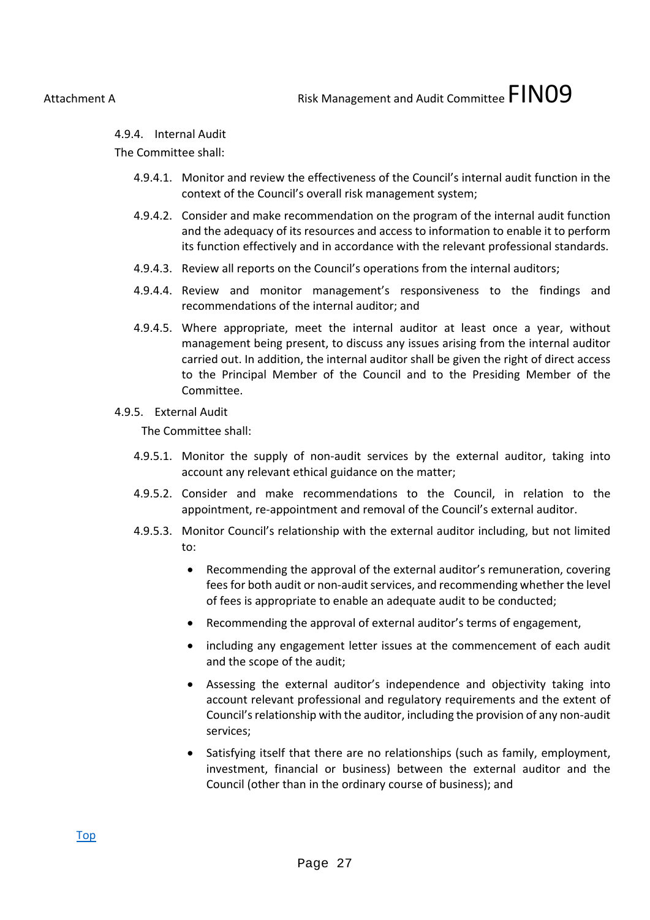4.9.4. Internal Audit

The Committee shall:

4.9.4.1. Monitor and review the effectiveness of the Council's internal audit function in the context of the Council's overall risk management system;

4.9.4.2. Consider and make recommendation on the program of the internal audit function and the adequacy of its resources and access to information to enable it to perform its function effectively and in accordance with the relevant professional standards.

4.9.4.3. Review all reports on the Council's operations from the internal auditors;

4.9.4.4. Review and monitor management's responsiveness to the findings and recommendations of the internal auditor; and

4.9.4.5. Where appropriate, meet the internal auditor at least once a year, without management being present, to discuss any issues arising from the internal auditor carried out. In addition, the internal auditor shall be given the right of direct access to the Principal Member of the Council and to the Presiding Member of the Committee.

4.9.5. External Audit

The Committee shall:

4.9.5.1. Monitor the supply of non-audit services by the external auditor, taking into account any relevant ethical guidance on the matter;

4.9.5.2. Consider and make recommendations to the Council, in relation to the appointment, re-appointment and removal of the Council's external auditor.

4.9.5.3. Monitor Council's relationship with the external auditor including, but not limited to:

- Recommending the approval of the external auditor's remuneration, covering fees for both audit or non-audit services, and recommending whether the level of fees is appropriate to enable an adequate audit to be conducted;
- Recommending the approval of external auditor's terms of engagement,
- including any engagement letter issues at the commencement of each audit and the scope of the audit;
- Assessing the external auditor's independence and objectivity taking into account relevant professional and regulatory requirements and the extent of Council's relationship with the auditor, including the provision of any non-audit services;
- Satisfying itself that there are no relationships (such as family, employment, investment, financial or business) between the external auditor and the Council (other than in the ordinary course of business); and

Top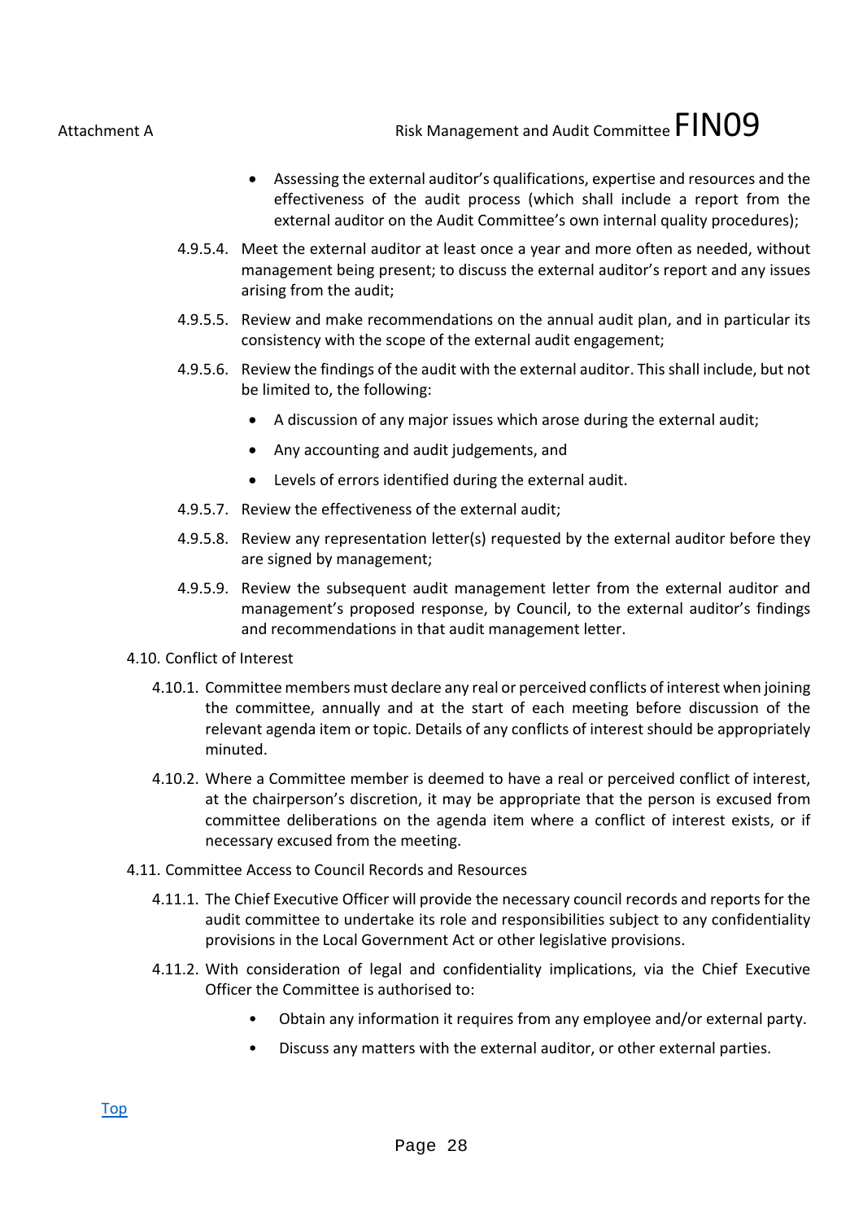- Assessing the external auditor's qualifications, expertise and resources and the effectiveness of the audit process (which shall include a report from the external auditor on the Audit Committee's own internal quality procedures);

4.9.5.4. Meet the external auditor at least once a year and more often as needed, without management being present; to discuss the external auditor's report and any issues arising from the audit;

4.9.5.5. Review and make recommendations on the annual audit plan, and in particular its consistency with the scope of the external audit engagement;

4.9.5.6. Review the findings of the audit with the external auditor. This shall include, but not be limited to, the following:

- A discussion of any major issues which arose during the external audit;
- Any accounting and audit judgements, and
- Levels of errors identified during the external audit.

4.9.5.7. Review the effectiveness of the external audit;

4.9.5.8. Review any representation letter(s) requested by the external auditor before they are signed by management;

4.9.5.9. Review the subsequent audit management letter from the external auditor and management's proposed response, by Council, to the external auditor's findings and recommendations in that audit management letter.

4.10. Conflict of Interest

4.10.1. Committee members must declare any real or perceived conflicts of interest when joining the committee, annually and at the start of each meeting before discussion of the relevant agenda item or topic. Details of any conflicts of interest should be appropriately minuted.

4.10.2. Where a Committee member is deemed to have a real or perceived conflict of interest, at the chairperson's discretion, it may be appropriate that the person is excused from committee deliberations on the agenda item where a conflict of interest exists, or if necessary excused from the meeting.

4.11. Committee Access to Council Records and Resources

4.11.1. The Chief Executive Officer will provide the necessary council records and reports for the audit committee to undertake its role and responsibilities subject to any confidentiality provisions in the Local Government Act or other legislative provisions.

4.11.2. With consideration of legal and confidentiality implications, via the Chief Executive Officer the Committee is authorised to:

- Obtain any information it requires from any employee and/or external party.
- Discuss any matters with the external auditor, or other external parties.

Top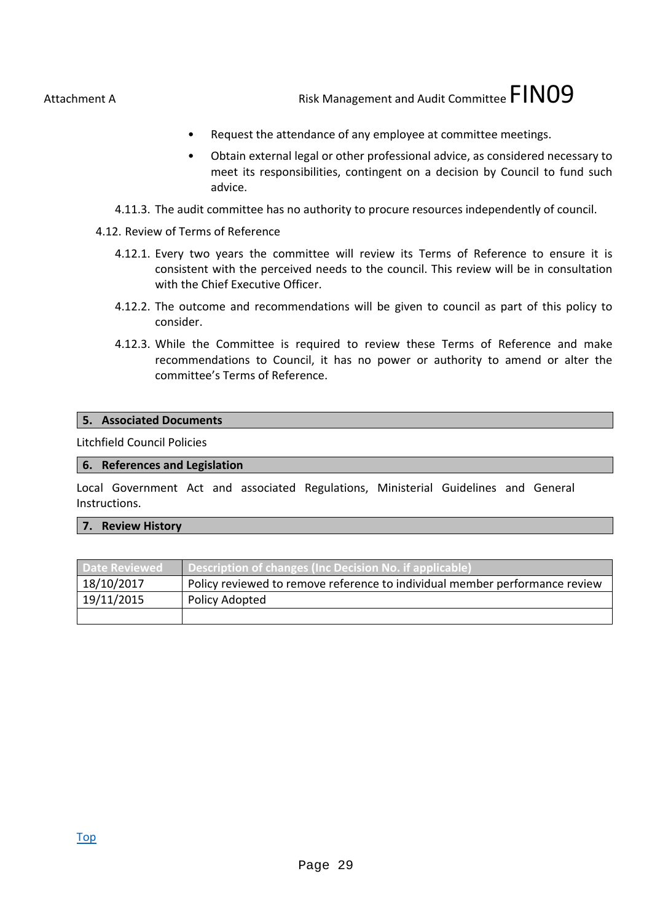- Request the attendance of any employee at committee meetings.
- Obtain external legal or other professional advice, as considered necessary to meet its responsibilities, contingent on a decision by Council to fund such advice.

4.11.3. The audit committee has no authority to procure resources independently of council.

4.12. Review of Terms of Reference

4.12.1. Every two years the committee will review its Terms of Reference to ensure it is consistent with the perceived needs to the council. This review will be in consultation with the Chief Executive Officer.

4.12.2. The outcome and recommendations will be given to council as part of this policy to consider.

4.12.3. While the Committee is required to review these Terms of Reference and make recommendations to Council, it has no power or authority to amend or alter the committee's Terms of Reference.

## 5. Associated Documents

Litchfield Council Policies

## 6. References and Legislation

Local Government Act and associated Regulations, Ministerial Guidelines and General Instructions.

## 7. Review History

| Date Reviewed | Description of changes (Inc Decision No. if applicable) |
|---|---|
| 18/10/2017 | Policy reviewed to remove reference to individual member performance review |
| 19/11/2015 | Policy Adopted |
| | |

Top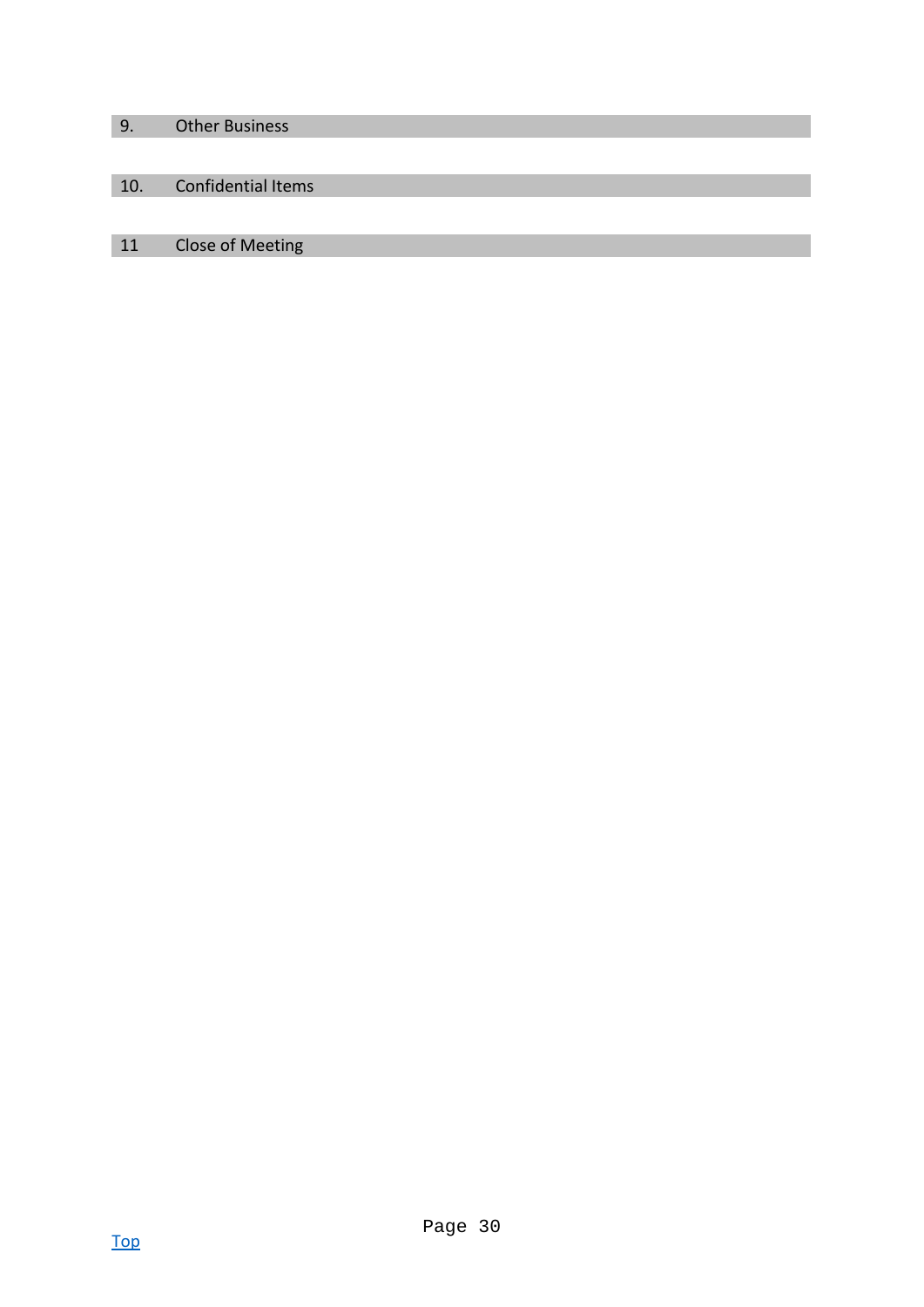## 9. Other Business

## 10. Confidential Items

## 11 Close of Meeting

[Top](#)